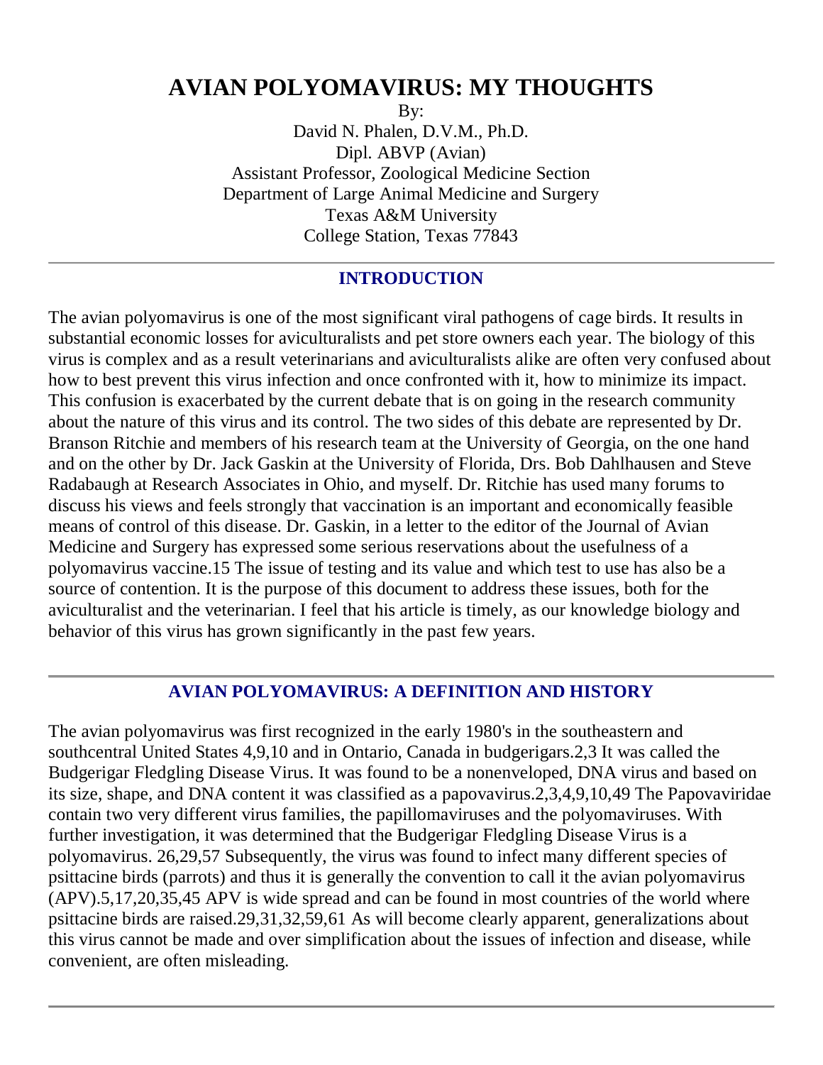# AVIAN POLYOMAVIRUS: MY THOUGHTS

By:
David N. Phalen, D.V.M., Ph.D.
Dipl. ABVP (Avian)
Assistant Professor, Zoological Medicine Section
Department of Large Animal Medicine and Surgery
Texas A&M University
College Station, Texas 77843

---

## INTRODUCTION

The avian polyomavirus is one of the most significant viral pathogens of cage birds. It results in substantial economic losses for aviculturalists and pet store owners each year. The biology of this virus is complex and as a result veterinarians and aviculturalists alike are often very confused about how to best prevent this virus infection and once confronted with it, how to minimize its impact. This confusion is exacerbated by the current debate that is on going in the research community about the nature of this virus and its control. The two sides of this debate are represented by Dr. Branson Ritchie and members of his research team at the University of Georgia, on the one hand and on the other by Dr. Jack Gaskin at the University of Florida, Drs. Bob Dahlhausen and Steve Radabaugh at Research Associates in Ohio, and myself. Dr. Ritchie has used many forums to discuss his views and feels strongly that vaccination is an important and economically feasible means of control of this disease. Dr. Gaskin, in a letter to the editor of the Journal of Avian Medicine and Surgery has expressed some serious reservations about the usefulness of a polyomavirus vaccine.[15] The issue of testing and its value and which test to use has also be a source of contention. It is the purpose of this document to address these issues, both for the aviculturalist and the veterinarian. I feel that his article is timely, as our knowledge biology and behavior of this virus has grown significantly in the past few years.

---

## AVIAN POLYOMAVIRUS: A DEFINITION AND HISTORY

The avian polyomavirus was first recognized in the early 1980's in the southeastern and southcentral United States [4,9,10] and in Ontario, Canada in budgerigars.[2,3] It was called the Budgerigar Fledgling Disease Virus. It was found to be a nonenveloped, DNA virus and based on its size, shape, and DNA content it was classified as a papovavirus.[2,3,4,9,10,49] The Papovaviridae contain two very different virus families, the papillomaviruses and the polyomaviruses. With further investigation, it was determined that the Budgerigar Fledgling Disease Virus is a polyomavirus. [26,29,57] Subsequently, the virus was found to infect many different species of psittacine birds (parrots) and thus it is generally the convention to call it the avian polyomavirus (APV).[5,17,20,35,45] APV is wide spread and can be found in most countries of the world where psittacine birds are raised.[29,31,32,59,61] As will become clearly apparent, generalizations about this virus cannot be made and over simplification about the issues of infection and disease, while convenient, are often misleading.

---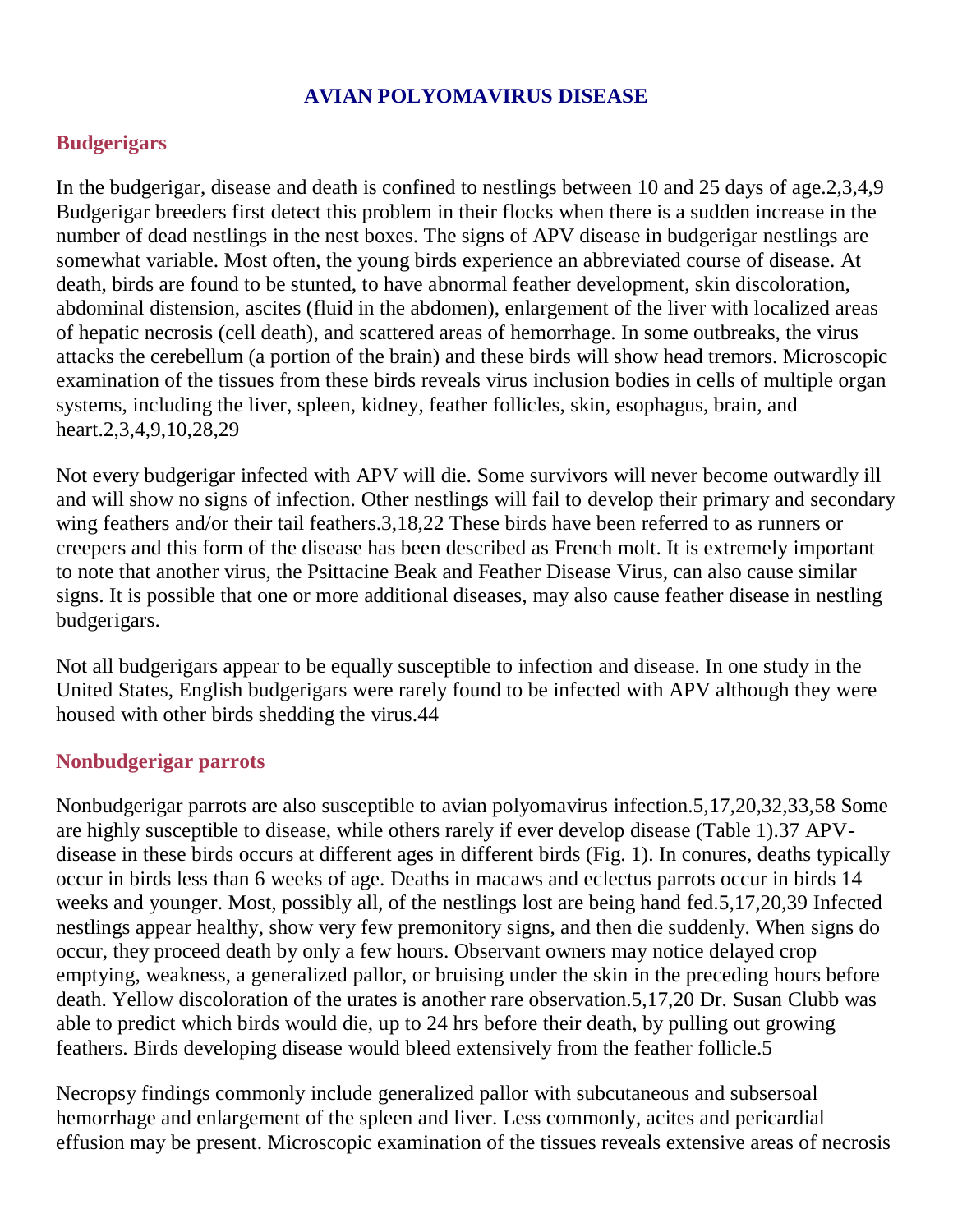# AVIAN POLYOMAVIRUS DISEASE

## Budgerigars

In the budgerigar, disease and death is confined to nestlings between 10 and 25 days of age.2,3,4,9 Budgerigar breeders first detect this problem in their flocks when there is a sudden increase in the number of dead nestlings in the nest boxes. The signs of APV disease in budgerigar nestlings are somewhat variable. Most often, the young birds experience an abbreviated course of disease. At death, birds are found to be stunted, to have abnormal feather development, skin discoloration, abdominal distension, ascites (fluid in the abdomen), enlargement of the liver with localized areas of hepatic necrosis (cell death), and scattered areas of hemorrhage. In some outbreaks, the virus attacks the cerebellum (a portion of the brain) and these birds will show head tremors. Microscopic examination of the tissues from these birds reveals virus inclusion bodies in cells of multiple organ systems, including the liver, spleen, kidney, feather follicles, skin, esophagus, brain, and heart.2,3,4,9,10,28,29

Not every budgerigar infected with APV will die. Some survivors will never become outwardly ill and will show no signs of infection. Other nestlings will fail to develop their primary and secondary wing feathers and/or their tail feathers.3,18,22 These birds have been referred to as runners or creepers and this form of the disease has been described as French molt. It is extremely important to note that another virus, the Psittacine Beak and Feather Disease Virus, can also cause similar signs. It is possible that one or more additional diseases, may also cause feather disease in nestling budgerigars.

Not all budgerigars appear to be equally susceptible to infection and disease. In one study in the United States, English budgerigars were rarely found to be infected with APV although they were housed with other birds shedding the virus.44

## Nonbudgerigar parrots

Nonbudgerigar parrots are also susceptible to avian polyomavirus infection.5,17,20,32,33,58 Some are highly susceptible to disease, while others rarely if ever develop disease (Table 1).37 APV-disease in these birds occurs at different ages in different birds (Fig. 1). In conures, deaths typically occur in birds less than 6 weeks of age. Deaths in macaws and eclectus parrots occur in birds 14 weeks and younger. Most, possibly all, of the nestlings lost are being hand fed.5,17,20,39 Infected nestlings appear healthy, show very few premonitory signs, and then die suddenly. When signs do occur, they proceed death by only a few hours. Observant owners may notice delayed crop emptying, weakness, a generalized pallor, or bruising under the skin in the preceding hours before death. Yellow discoloration of the urates is another rare observation.5,17,20 Dr. Susan Clubb was able to predict which birds would die, up to 24 hrs before their death, by pulling out growing feathers. Birds developing disease would bleed extensively from the feather follicle.5

Necropsy findings commonly include generalized pallor with subcutaneous and subsersoal hemorrhage and enlargement of the spleen and liver. Less commonly, acites and pericardial effusion may be present. Microscopic examination of the tissues reveals extensive areas of necrosis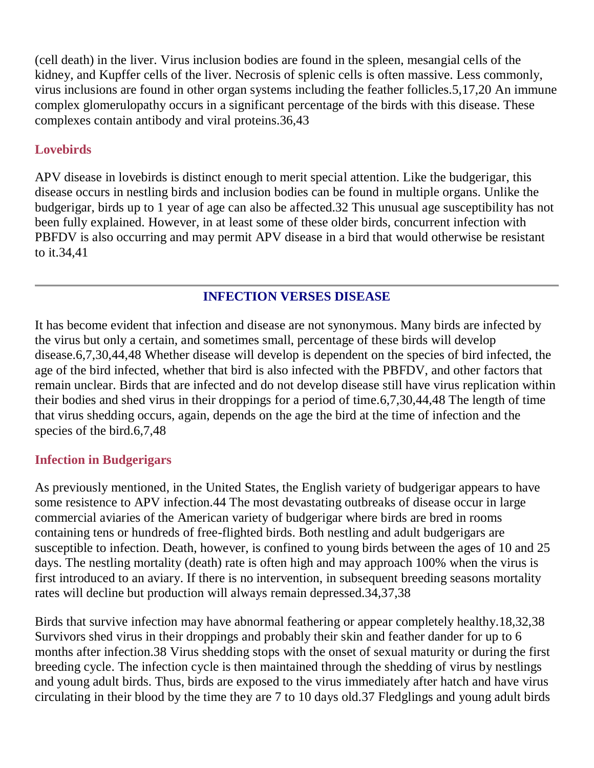(cell death) in the liver. Virus inclusion bodies are found in the spleen, mesangial cells of the kidney, and Kupffer cells of the liver. Necrosis of splenic cells is often massive. Less commonly, virus inclusions are found in other organ systems including the feather follicles.5,17,20 An immune complex glomerulopathy occurs in a significant percentage of the birds with this disease. These complexes contain antibody and viral proteins.36,43

### Lovebirds

APV disease in lovebirds is distinct enough to merit special attention. Like the budgerigar, this disease occurs in nestling birds and inclusion bodies can be found in multiple organs. Unlike the budgerigar, birds up to 1 year of age can also be affected.32 This unusual age susceptibility has not been fully explained. However, in at least some of these older birds, concurrent infection with PBFDV is also occurring and may permit APV disease in a bird that would otherwise be resistant to it.34,41

---

## INFECTION VERSES DISEASE

It has become evident that infection and disease are not synonymous. Many birds are infected by the virus but only a certain, and sometimes small, percentage of these birds will develop disease.6,7,30,44,48 Whether disease will develop is dependent on the species of bird infected, the age of the bird infected, whether that bird is also infected with the PBFDV, and other factors that remain unclear. Birds that are infected and do not develop disease still have virus replication within their bodies and shed virus in their droppings for a period of time.6,7,30,44,48 The length of time that virus shedding occurs, again, depends on the age the bird at the time of infection and the species of the bird.6,7,48

### Infection in Budgerigars

As previously mentioned, in the United States, the English variety of budgerigar appears to have some resistence to APV infection.44 The most devastating outbreaks of disease occur in large commercial aviaries of the American variety of budgerigar where birds are bred in rooms containing tens or hundreds of free-flighted birds. Both nestling and adult budgerigars are susceptible to infection. Death, however, is confined to young birds between the ages of 10 and 25 days. The nestling mortality (death) rate is often high and may approach 100% when the virus is first introduced to an aviary. If there is no intervention, in subsequent breeding seasons mortality rates will decline but production will always remain depressed.34,37,38

Birds that survive infection may have abnormal feathering or appear completely healthy.18,32,38 Survivors shed virus in their droppings and probably their skin and feather dander for up to 6 months after infection.38 Virus shedding stops with the onset of sexual maturity or during the first breeding cycle. The infection cycle is then maintained through the shedding of virus by nestlings and young adult birds. Thus, birds are exposed to the virus immediately after hatch and have virus circulating in their blood by the time they are 7 to 10 days old.37 Fledglings and young adult birds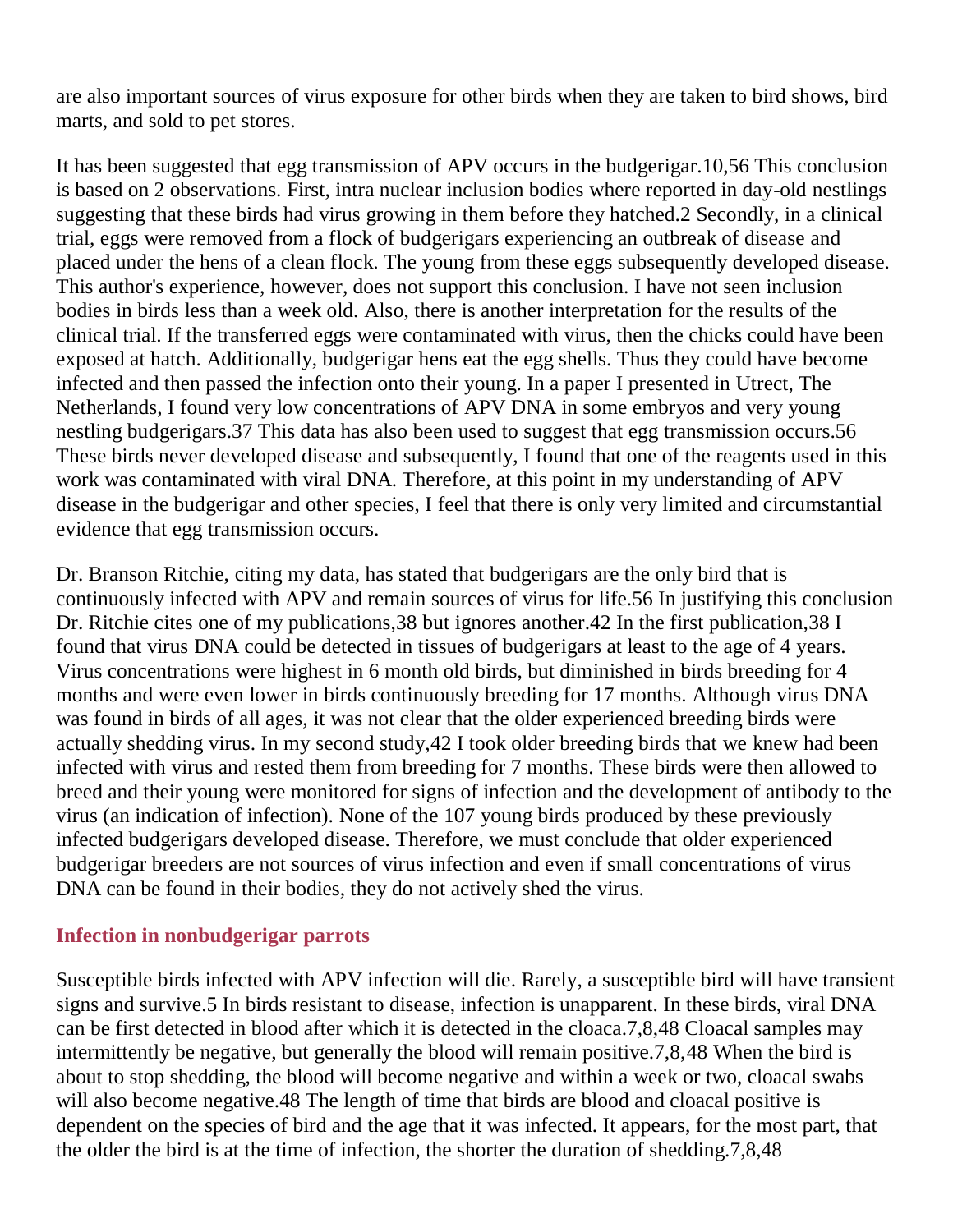are also important sources of virus exposure for other birds when they are taken to bird shows, bird marts, and sold to pet stores.

It has been suggested that egg transmission of APV occurs in the budgerigar.[10,56] This conclusion is based on 2 observations. First, intra nuclear inclusion bodies where reported in day-old nestlings suggesting that these birds had virus growing in them before they hatched.[2] Secondly, in a clinical trial, eggs were removed from a flock of budgerigars experiencing an outbreak of disease and placed under the hens of a clean flock. The young from these eggs subsequently developed disease. This author's experience, however, does not support this conclusion. I have not seen inclusion bodies in birds less than a week old. Also, there is another interpretation for the results of the clinical trial. If the transferred eggs were contaminated with virus, then the chicks could have been exposed at hatch. Additionally, budgerigar hens eat the egg shells. Thus they could have become infected and then passed the infection onto their young. In a paper I presented in Utrect, The Netherlands, I found very low concentrations of APV DNA in some embryos and very young nestling budgerigars.[37] This data has also been used to suggest that egg transmission occurs.[56] These birds never developed disease and subsequently, I found that one of the reagents used in this work was contaminated with viral DNA. Therefore, at this point in my understanding of APV disease in the budgerigar and other species, I feel that there is only very limited and circumstantial evidence that egg transmission occurs.

Dr. Branson Ritchie, citing my data, has stated that budgerigars are the only bird that is continuously infected with APV and remain sources of virus for life.[56] In justifying this conclusion Dr. Ritchie cites one of my publications,[38] but ignores another.[42] In the first publication,[38] I found that virus DNA could be detected in tissues of budgerigars at least to the age of 4 years. Virus concentrations were highest in 6 month old birds, but diminished in birds breeding for 4 months and were even lower in birds continuously breeding for 17 months. Although virus DNA was found in birds of all ages, it was not clear that the older experienced breeding birds were actually shedding virus. In my second study,[42] I took older breeding birds that we knew had been infected with virus and rested them from breeding for 7 months. These birds were then allowed to breed and their young were monitored for signs of infection and the development of antibody to the virus (an indication of infection). None of the 107 young birds produced by these previously infected budgerigars developed disease. Therefore, we must conclude that older experienced budgerigar breeders are not sources of virus infection and even if small concentrations of virus DNA can be found in their bodies, they do not actively shed the virus.

## Infection in nonbudgerigar parrots

Susceptible birds infected with APV infection will die. Rarely, a susceptible bird will have transient signs and survive.[5] In birds resistant to disease, infection is unapparent. In these birds, viral DNA can be first detected in blood after which it is detected in the cloaca.[7,8,48] Cloacal samples may intermittently be negative, but generally the blood will remain positive.[7,8,48] When the bird is about to stop shedding, the blood will become negative and within a week or two, cloacal swabs will also become negative.[48] The length of time that birds are blood and cloacal positive is dependent on the species of bird and the age that it was infected. It appears, for the most part, that the older the bird is at the time of infection, the shorter the duration of shedding.[7,8,48]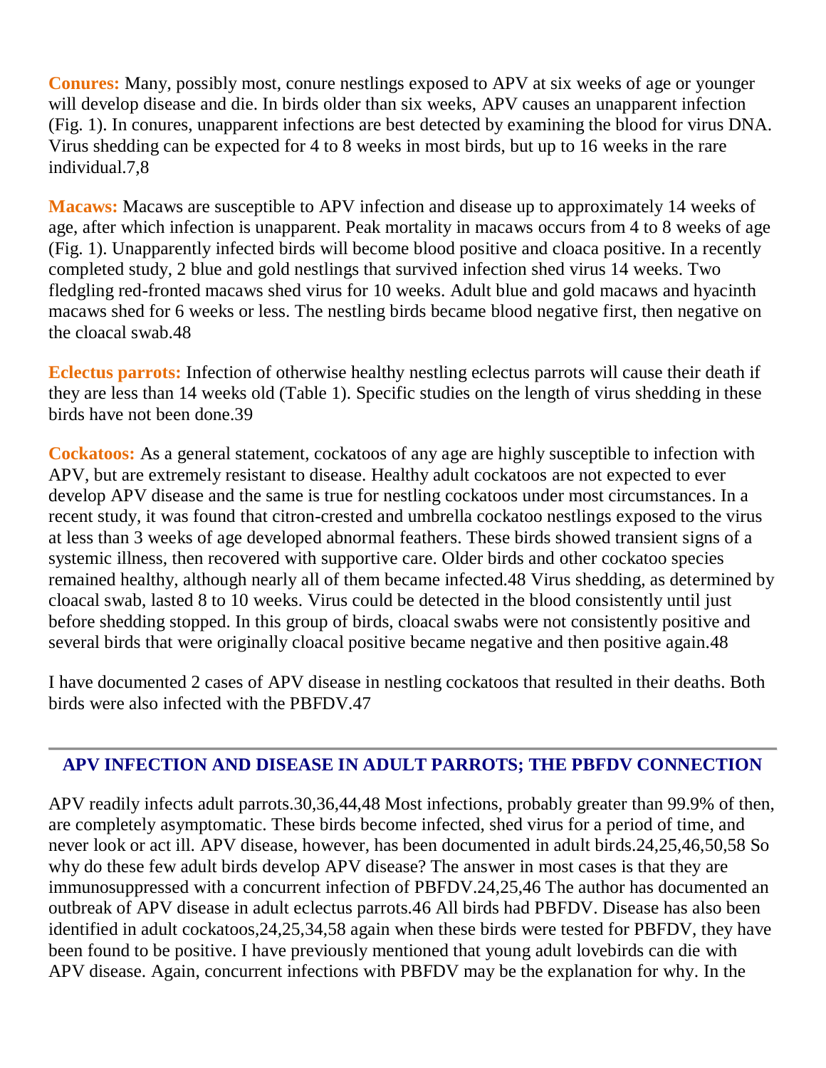**Conures:** Many, possibly most, conure nestlings exposed to APV at six weeks of age or younger will develop disease and die. In birds older than six weeks, APV causes an unapparent infection (Fig. 1). In conures, unapparent infections are best detected by examining the blood for virus DNA. Virus shedding can be expected for 4 to 8 weeks in most birds, but up to 16 weeks in the rare individual.7,8

**Macaws:** Macaws are susceptible to APV infection and disease up to approximately 14 weeks of age, after which infection is unapparent. Peak mortality in macaws occurs from 4 to 8 weeks of age (Fig. 1). Unapparently infected birds will become blood positive and cloaca positive. In a recently completed study, 2 blue and gold nestlings that survived infection shed virus 14 weeks. Two fledgling red-fronted macaws shed virus for 10 weeks. Adult blue and gold macaws and hyacinth macaws shed for 6 weeks or less. The nestling birds became blood negative first, then negative on the cloacal swab.48

**Eclectus parrots:** Infection of otherwise healthy nestling eclectus parrots will cause their death if they are less than 14 weeks old (Table 1). Specific studies on the length of virus shedding in these birds have not been done.39

**Cockatoos:** As a general statement, cockatoos of any age are highly susceptible to infection with APV, but are extremely resistant to disease. Healthy adult cockatoos are not expected to ever develop APV disease and the same is true for nestling cockatoos under most circumstances. In a recent study, it was found that citron-crested and umbrella cockatoo nestlings exposed to the virus at less than 3 weeks of age developed abnormal feathers. These birds showed transient signs of a systemic illness, then recovered with supportive care. Older birds and other cockatoo species remained healthy, although nearly all of them became infected.48 Virus shedding, as determined by cloacal swab, lasted 8 to 10 weeks. Virus could be detected in the blood consistently until just before shedding stopped. In this group of birds, cloacal swabs were not consistently positive and several birds that were originally cloacal positive became negative and then positive again.48

I have documented 2 cases of APV disease in nestling cockatoos that resulted in their deaths. Both birds were also infected with the PBFDV.47

---

## APV INFECTION AND DISEASE IN ADULT PARROTS; THE PBFDV CONNECTION

APV readily infects adult parrots.30,36,44,48 Most infections, probably greater than 99.9% of then, are completely asymptomatic. These birds become infected, shed virus for a period of time, and never look or act ill. APV disease, however, has been documented in adult birds.24,25,46,50,58 So why do these few adult birds develop APV disease? The answer in most cases is that they are immunosuppressed with a concurrent infection of PBFDV.24,25,46 The author has documented an outbreak of APV disease in adult eclectus parrots.46 All birds had PBFDV. Disease has also been identified in adult cockatoos,24,25,34,58 again when these birds were tested for PBFDV, they have been found to be positive. I have previously mentioned that young adult lovebirds can die with APV disease. Again, concurrent infections with PBFDV may be the explanation for why. In the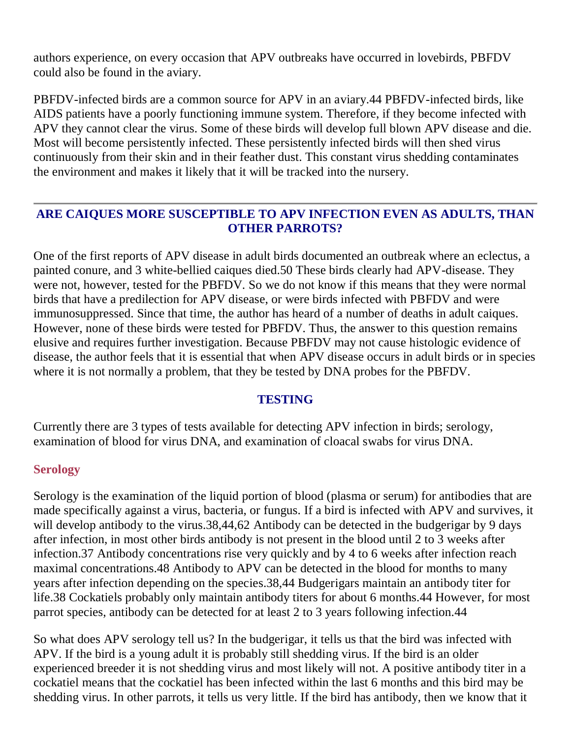authors experience, on every occasion that APV outbreaks have occurred in lovebirds, PBFDV could also be found in the aviary.

PBFDV-infected birds are a common source for APV in an aviary.44 PBFDV-infected birds, like AIDS patients have a poorly functioning immune system. Therefore, if they become infected with APV they cannot clear the virus. Some of these birds will develop full blown APV disease and die. Most will become persistently infected. These persistently infected birds will then shed virus continuously from their skin and in their feather dust. This constant virus shedding contaminates the environment and makes it likely that it will be tracked into the nursery.

---

## ARE CAIQUES MORE SUSCEPTIBLE TO APV INFECTION EVEN AS ADULTS, THAN OTHER PARROTS?

One of the first reports of APV disease in adult birds documented an outbreak where an eclectus, a painted conure, and 3 white-bellied caiques died.50 These birds clearly had APV-disease. They were not, however, tested for the PBFDV. So we do not know if this means that they were normal birds that have a predilection for APV disease, or were birds infected with PBFDV and were immunosuppressed. Since that time, the author has heard of a number of deaths in adult caiques. However, none of these birds were tested for PBFDV. Thus, the answer to this question remains elusive and requires further investigation. Because PBFDV may not cause histologic evidence of disease, the author feels that it is essential that when APV disease occurs in adult birds or in species where it is not normally a problem, that they be tested by DNA probes for the PBFDV.

## TESTING

Currently there are 3 types of tests available for detecting APV infection in birds; serology, examination of blood for virus DNA, and examination of cloacal swabs for virus DNA.

### Serology

Serology is the examination of the liquid portion of blood (plasma or serum) for antibodies that are made specifically against a virus, bacteria, or fungus. If a bird is infected with APV and survives, it will develop antibody to the virus.38,44,62 Antibody can be detected in the budgerigar by 9 days after infection, in most other birds antibody is not present in the blood until 2 to 3 weeks after infection.37 Antibody concentrations rise very quickly and by 4 to 6 weeks after infection reach maximal concentrations.48 Antibody to APV can be detected in the blood for months to many years after infection depending on the species.38,44 Budgerigars maintain an antibody titer for life.38 Cockatiels probably only maintain antibody titers for about 6 months.44 However, for most parrot species, antibody can be detected for at least 2 to 3 years following infection.44

So what does APV serology tell us? In the budgerigar, it tells us that the bird was infected with APV. If the bird is a young adult it is probably still shedding virus. If the bird is an older experienced breeder it is not shedding virus and most likely will not. A positive antibody titer in a cockatiel means that the cockatiel has been infected within the last 6 months and this bird may be shedding virus. In other parrots, it tells us very little. If the bird has antibody, then we know that it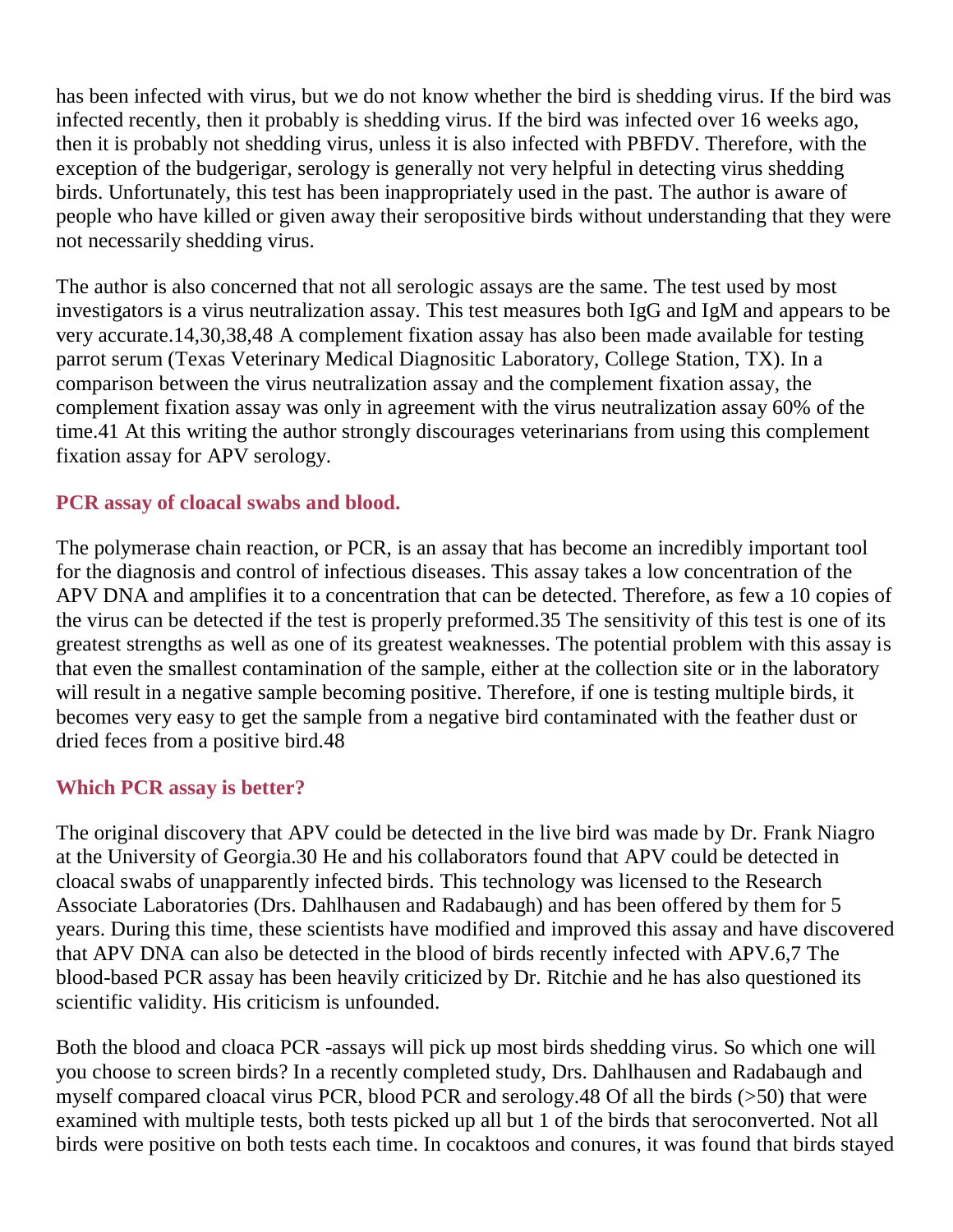has been infected with virus, but we do not know whether the bird is shedding virus. If the bird was infected recently, then it probably is shedding virus. If the bird was infected over 16 weeks ago, then it is probably not shedding virus, unless it is also infected with PBFDV. Therefore, with the exception of the budgerigar, serology is generally not very helpful in detecting virus shedding birds. Unfortunately, this test has been inappropriately used in the past. The author is aware of people who have killed or given away their seropositive birds without understanding that they were not necessarily shedding virus.

The author is also concerned that not all serologic assays are the same. The test used by most investigators is a virus neutralization assay. This test measures both IgG and IgM and appears to be very accurate.14,30,38,48 A complement fixation assay has also been made available for testing parrot serum (Texas Veterinary Medical Diagnositic Laboratory, College Station, TX). In a comparison between the virus neutralization assay and the complement fixation assay, the complement fixation assay was only in agreement with the virus neutralization assay 60% of the time.41 At this writing the author strongly discourages veterinarians from using this complement fixation assay for APV serology.

### PCR assay of cloacal swabs and blood.

The polymerase chain reaction, or PCR, is an assay that has become an incredibly important tool for the diagnosis and control of infectious diseases. This assay takes a low concentration of the APV DNA and amplifies it to a concentration that can be detected. Therefore, as few a 10 copies of the virus can be detected if the test is properly preformed.35 The sensitivity of this test is one of its greatest strengths as well as one of its greatest weaknesses. The potential problem with this assay is that even the smallest contamination of the sample, either at the collection site or in the laboratory will result in a negative sample becoming positive. Therefore, if one is testing multiple birds, it becomes very easy to get the sample from a negative bird contaminated with the feather dust or dried feces from a positive bird.48

### Which PCR assay is better?

The original discovery that APV could be detected in the live bird was made by Dr. Frank Niagro at the University of Georgia.30 He and his collaborators found that APV could be detected in cloacal swabs of unapparently infected birds. This technology was licensed to the Research Associate Laboratories (Drs. Dahlhausen and Radabaugh) and has been offered by them for 5 years. During this time, these scientists have modified and improved this assay and have discovered that APV DNA can also be detected in the blood of birds recently infected with APV.6,7 The blood-based PCR assay has been heavily criticized by Dr. Ritchie and he has also questioned its scientific validity. His criticism is unfounded.

Both the blood and cloaca PCR -assays will pick up most birds shedding virus. So which one will you choose to screen birds? In a recently completed study, Drs. Dahlhausen and Radabaugh and myself compared cloacal virus PCR, blood PCR and serology.48 Of all the birds (>50) that were examined with multiple tests, both tests picked up all but 1 of the birds that seroconverted. Not all birds were positive on both tests each time. In cocaktoos and conures, it was found that birds stayed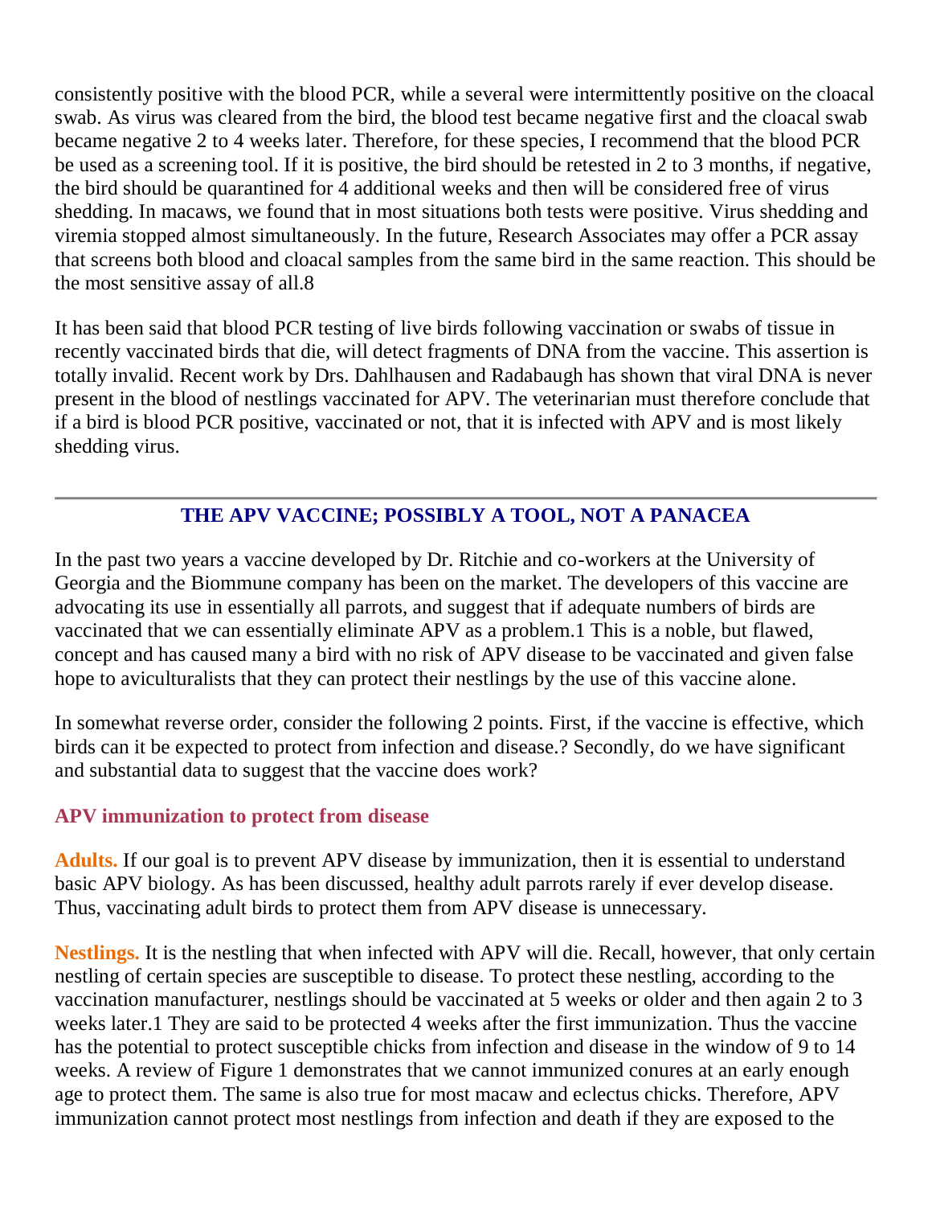consistently positive with the blood PCR, while a several were intermittently positive on the cloacal swab. As virus was cleared from the bird, the blood test became negative first and the cloacal swab became negative 2 to 4 weeks later. Therefore, for these species, I recommend that the blood PCR be used as a screening tool. If it is positive, the bird should be retested in 2 to 3 months, if negative, the bird should be quarantined for 4 additional weeks and then will be considered free of virus shedding. In macaws, we found that in most situations both tests were positive. Virus shedding and viremia stopped almost simultaneously. In the future, Research Associates may offer a PCR assay that screens both blood and cloacal samples from the same bird in the same reaction. This should be the most sensitive assay of all.8

It has been said that blood PCR testing of live birds following vaccination or swabs of tissue in recently vaccinated birds that die, will detect fragments of DNA from the vaccine. This assertion is totally invalid. Recent work by Drs. Dahlhausen and Radabaugh has shown that viral DNA is never present in the blood of nestlings vaccinated for APV. The veterinarian must therefore conclude that if a bird is blood PCR positive, vaccinated or not, that it is infected with APV and is most likely shedding virus.

---

## THE APV VACCINE; POSSIBLY A TOOL, NOT A PANACEA

In the past two years a vaccine developed by Dr. Ritchie and co-workers at the University of Georgia and the Biommune company has been on the market. The developers of this vaccine are advocating its use in essentially all parrots, and suggest that if adequate numbers of birds are vaccinated that we can essentially eliminate APV as a problem.1 This is a noble, but flawed, concept and has caused many a bird with no risk of APV disease to be vaccinated and given false hope to aviculturalists that they can protect their nestlings by the use of this vaccine alone.

In somewhat reverse order, consider the following 2 points. First, if the vaccine is effective, which birds can it be expected to protect from infection and disease.? Secondly, do we have significant and substantial data to suggest that the vaccine does work?

### APV immunization to protect from disease

**Adults.** If our goal is to prevent APV disease by immunization, then it is essential to understand basic APV biology. As has been discussed, healthy adult parrots rarely if ever develop disease. Thus, vaccinating adult birds to protect them from APV disease is unnecessary.

**Nestlings.** It is the nestling that when infected with APV will die. Recall, however, that only certain nestling of certain species are susceptible to disease. To protect these nestling, according to the vaccination manufacturer, nestlings should be vaccinated at 5 weeks or older and then again 2 to 3 weeks later.1 They are said to be protected 4 weeks after the first immunization. Thus the vaccine has the potential to protect susceptible chicks from infection and disease in the window of 9 to 14 weeks. A review of Figure 1 demonstrates that we cannot immunized conures at an early enough age to protect them. The same is also true for most macaw and eclectus chicks. Therefore, APV immunization cannot protect most nestlings from infection and death if they are exposed to the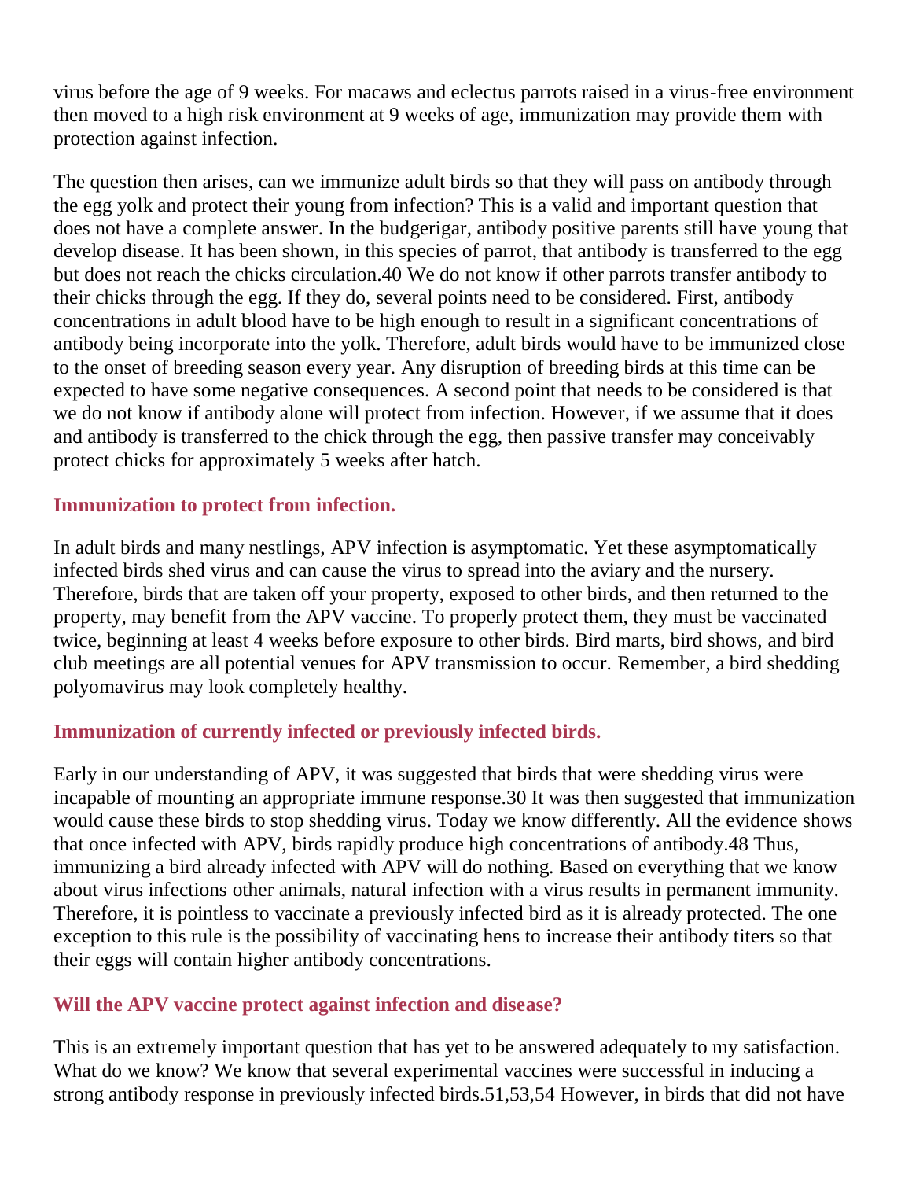virus before the age of 9 weeks. For macaws and eclectus parrots raised in a virus-free environment then moved to a high risk environment at 9 weeks of age, immunization may provide them with protection against infection.

The question then arises, can we immunize adult birds so that they will pass on antibody through the egg yolk and protect their young from infection? This is a valid and important question that does not have a complete answer. In the budgerigar, antibody positive parents still have young that develop disease. It has been shown, in this species of parrot, that antibody is transferred to the egg but does not reach the chicks circulation.[40] We do not know if other parrots transfer antibody to their chicks through the egg. If they do, several points need to be considered. First, antibody concentrations in adult blood have to be high enough to result in a significant concentrations of antibody being incorporate into the yolk. Therefore, adult birds would have to be immunized close to the onset of breeding season every year. Any disruption of breeding birds at this time can be expected to have some negative consequences. A second point that needs to be considered is that we do not know if antibody alone will protect from infection. However, if we assume that it does and antibody is transferred to the chick through the egg, then passive transfer may conceivably protect chicks for approximately 5 weeks after hatch.

### Immunization to protect from infection.

In adult birds and many nestlings, APV infection is asymptomatic. Yet these asymptomatically infected birds shed virus and can cause the virus to spread into the aviary and the nursery. Therefore, birds that are taken off your property, exposed to other birds, and then returned to the property, may benefit from the APV vaccine. To properly protect them, they must be vaccinated twice, beginning at least 4 weeks before exposure to other birds. Bird marts, bird shows, and bird club meetings are all potential venues for APV transmission to occur. Remember, a bird shedding polyomavirus may look completely healthy.

### Immunization of currently infected or previously infected birds.

Early in our understanding of APV, it was suggested that birds that were shedding virus were incapable of mounting an appropriate immune response.[30] It was then suggested that immunization would cause these birds to stop shedding virus. Today we know differently. All the evidence shows that once infected with APV, birds rapidly produce high concentrations of antibody.[48] Thus, immunizing a bird already infected with APV will do nothing. Based on everything that we know about virus infections other animals, natural infection with a virus results in permanent immunity. Therefore, it is pointless to vaccinate a previously infected bird as it is already protected. The one exception to this rule is the possibility of vaccinating hens to increase their antibody titers so that their eggs will contain higher antibody concentrations.

### Will the APV vaccine protect against infection and disease?

This is an extremely important question that has yet to be answered adequately to my satisfaction. What do we know? We know that several experimental vaccines were successful in inducing a strong antibody response in previously infected birds.[51,53,54] However, in birds that did not have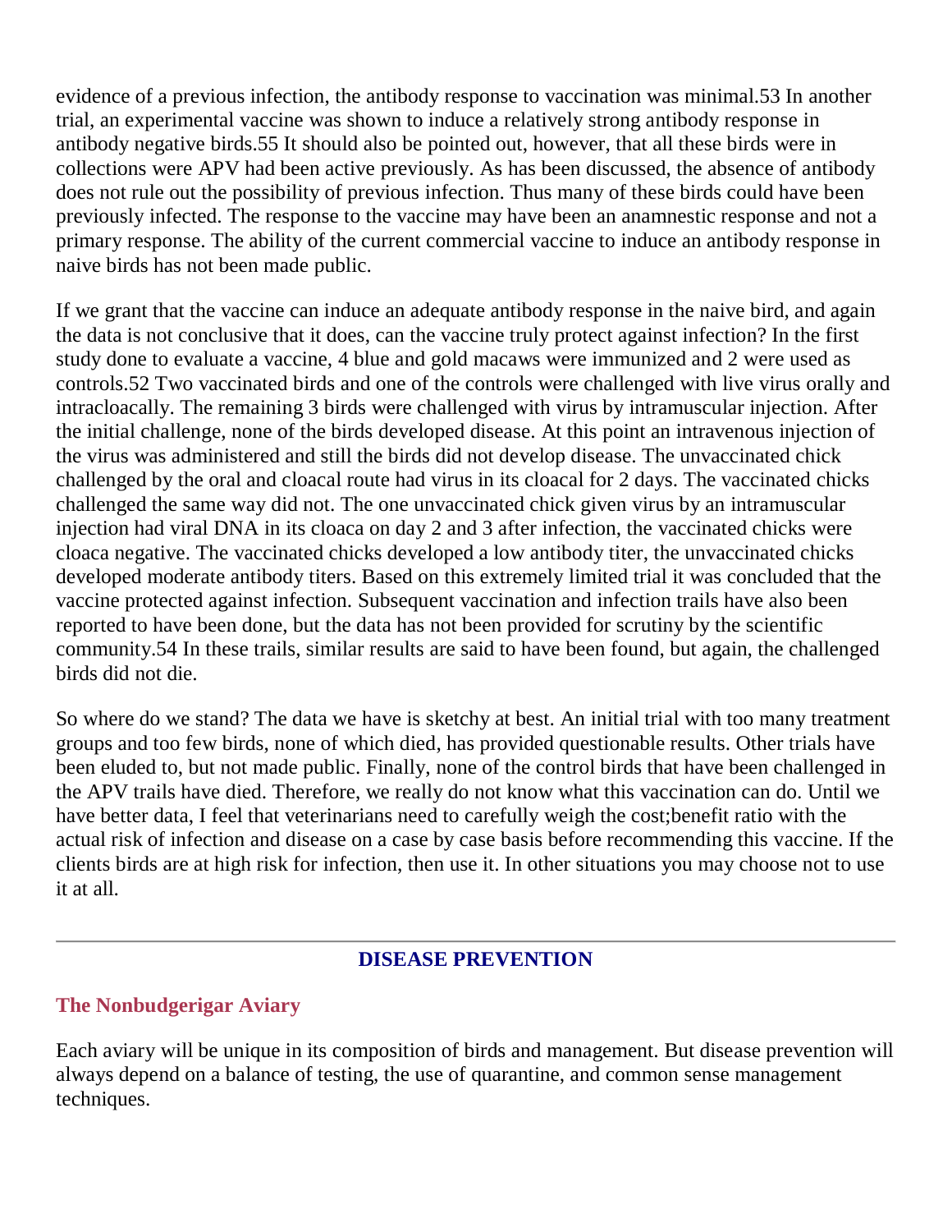evidence of a previous infection, the antibody response to vaccination was minimal.53 In another trial, an experimental vaccine was shown to induce a relatively strong antibody response in antibody negative birds.55 It should also be pointed out, however, that all these birds were in collections were APV had been active previously. As has been discussed, the absence of antibody does not rule out the possibility of previous infection. Thus many of these birds could have been previously infected. The response to the vaccine may have been an anamnestic response and not a primary response. The ability of the current commercial vaccine to induce an antibody response in naive birds has not been made public.

If we grant that the vaccine can induce an adequate antibody response in the naive bird, and again the data is not conclusive that it does, can the vaccine truly protect against infection? In the first study done to evaluate a vaccine, 4 blue and gold macaws were immunized and 2 were used as controls.52 Two vaccinated birds and one of the controls were challenged with live virus orally and intracloacally. The remaining 3 birds were challenged with virus by intramuscular injection. After the initial challenge, none of the birds developed disease. At this point an intravenous injection of the virus was administered and still the birds did not develop disease. The unvaccinated chick challenged by the oral and cloacal route had virus in its cloacal for 2 days. The vaccinated chicks challenged the same way did not. The one unvaccinated chick given virus by an intramuscular injection had viral DNA in its cloaca on day 2 and 3 after infection, the vaccinated chicks were cloaca negative. The vaccinated chicks developed a low antibody titer, the unvaccinated chicks developed moderate antibody titers. Based on this extremely limited trial it was concluded that the vaccine protected against infection. Subsequent vaccination and infection trails have also been reported to have been done, but the data has not been provided for scrutiny by the scientific community.54 In these trails, similar results are said to have been found, but again, the challenged birds did not die.

So where do we stand? The data we have is sketchy at best. An initial trial with too many treatment groups and too few birds, none of which died, has provided questionable results. Other trials have been eluded to, but not made public. Finally, none of the control birds that have been challenged in the APV trails have died. Therefore, we really do not know what this vaccination can do. Until we have better data, I feel that veterinarians need to carefully weigh the cost;benefit ratio with the actual risk of infection and disease on a case by case basis before recommending this vaccine. If the clients birds are at high risk for infection, then use it. In other situations you may choose not to use it at all.

---

## DISEASE PREVENTION

### The Nonbudgerigar Aviary

Each aviary will be unique in its composition of birds and management. But disease prevention will always depend on a balance of testing, the use of quarantine, and common sense management techniques.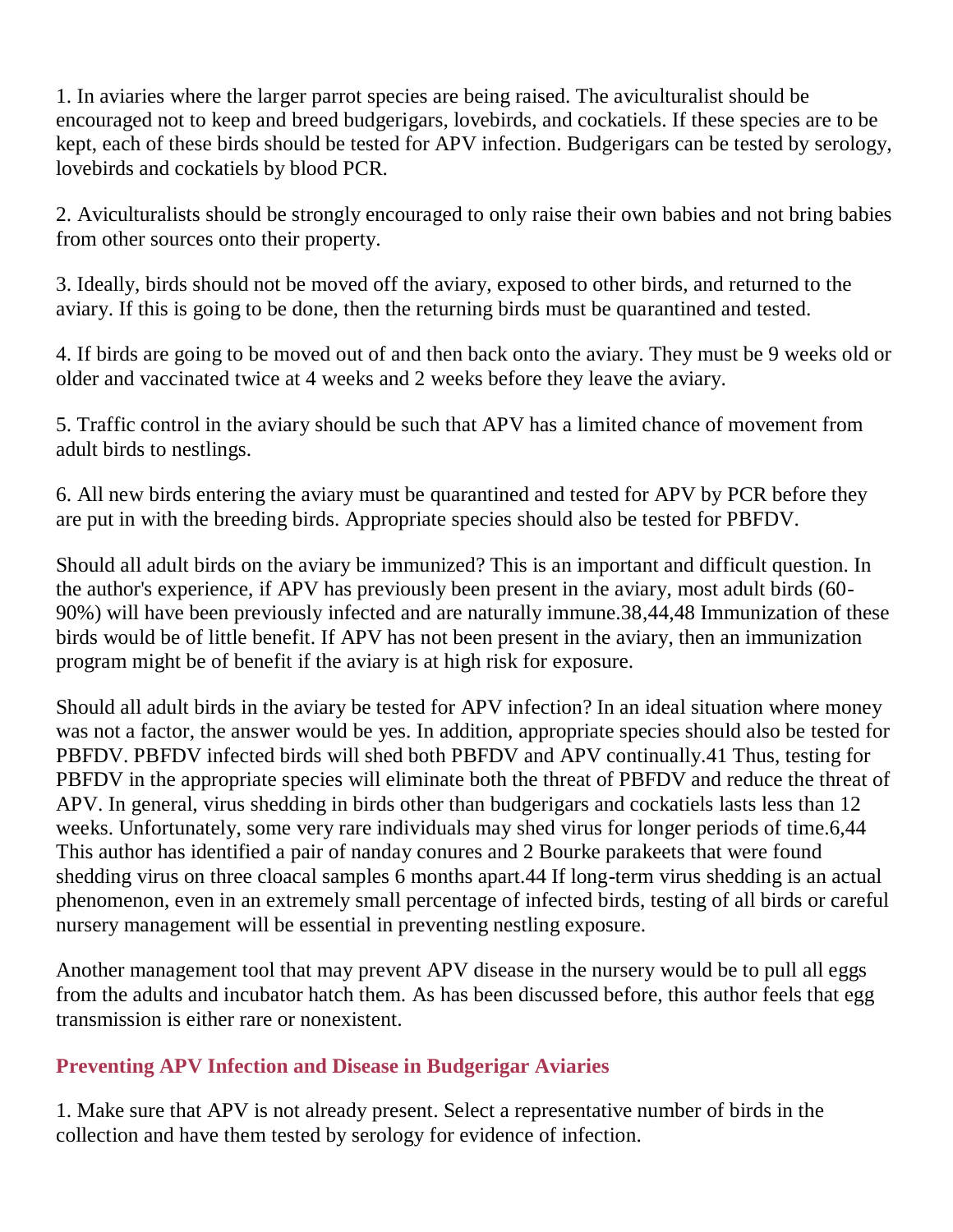1. In aviaries where the larger parrot species are being raised. The aviculturalist should be encouraged not to keep and breed budgerigars, lovebirds, and cockatiels. If these species are to be kept, each of these birds should be tested for APV infection. Budgerigars can be tested by serology, lovebirds and cockatiels by blood PCR.

2. Aviculturalists should be strongly encouraged to only raise their own babies and not bring babies from other sources onto their property.

3. Ideally, birds should not be moved off the aviary, exposed to other birds, and returned to the aviary. If this is going to be done, then the returning birds must be quarantined and tested.

4. If birds are going to be moved out of and then back onto the aviary. They must be 9 weeks old or older and vaccinated twice at 4 weeks and 2 weeks before they leave the aviary.

5. Traffic control in the aviary should be such that APV has a limited chance of movement from adult birds to nestlings.

6. All new birds entering the aviary must be quarantined and tested for APV by PCR before they are put in with the breeding birds. Appropriate species should also be tested for PBFDV.

Should all adult birds on the aviary be immunized? This is an important and difficult question. In the author's experience, if APV has previously been present in the aviary, most adult birds (60-90%) will have been previously infected and are naturally immune.[38,44,48] Immunization of these birds would be of little benefit. If APV has not been present in the aviary, then an immunization program might be of benefit if the aviary is at high risk for exposure.

Should all adult birds in the aviary be tested for APV infection? In an ideal situation where money was not a factor, the answer would be yes. In addition, appropriate species should also be tested for PBFDV. PBFDV infected birds will shed both PBFDV and APV continually.[41] Thus, testing for PBFDV in the appropriate species will eliminate both the threat of PBFDV and reduce the threat of APV. In general, virus shedding in birds other than budgerigars and cockatiels lasts less than 12 weeks. Unfortunately, some very rare individuals may shed virus for longer periods of time.[6,44] This author has identified a pair of nanday conures and 2 Bourke parakeets that were found shedding virus on three cloacal samples 6 months apart.[44] If long-term virus shedding is an actual phenomenon, even in an extremely small percentage of infected birds, testing of all birds or careful nursery management will be essential in preventing nestling exposure.

Another management tool that may prevent APV disease in the nursery would be to pull all eggs from the adults and incubator hatch them. As has been discussed before, this author feels that egg transmission is either rare or nonexistent.

### Preventing APV Infection and Disease in Budgerigar Aviaries

1. Make sure that APV is not already present. Select a representative number of birds in the collection and have them tested by serology for evidence of infection.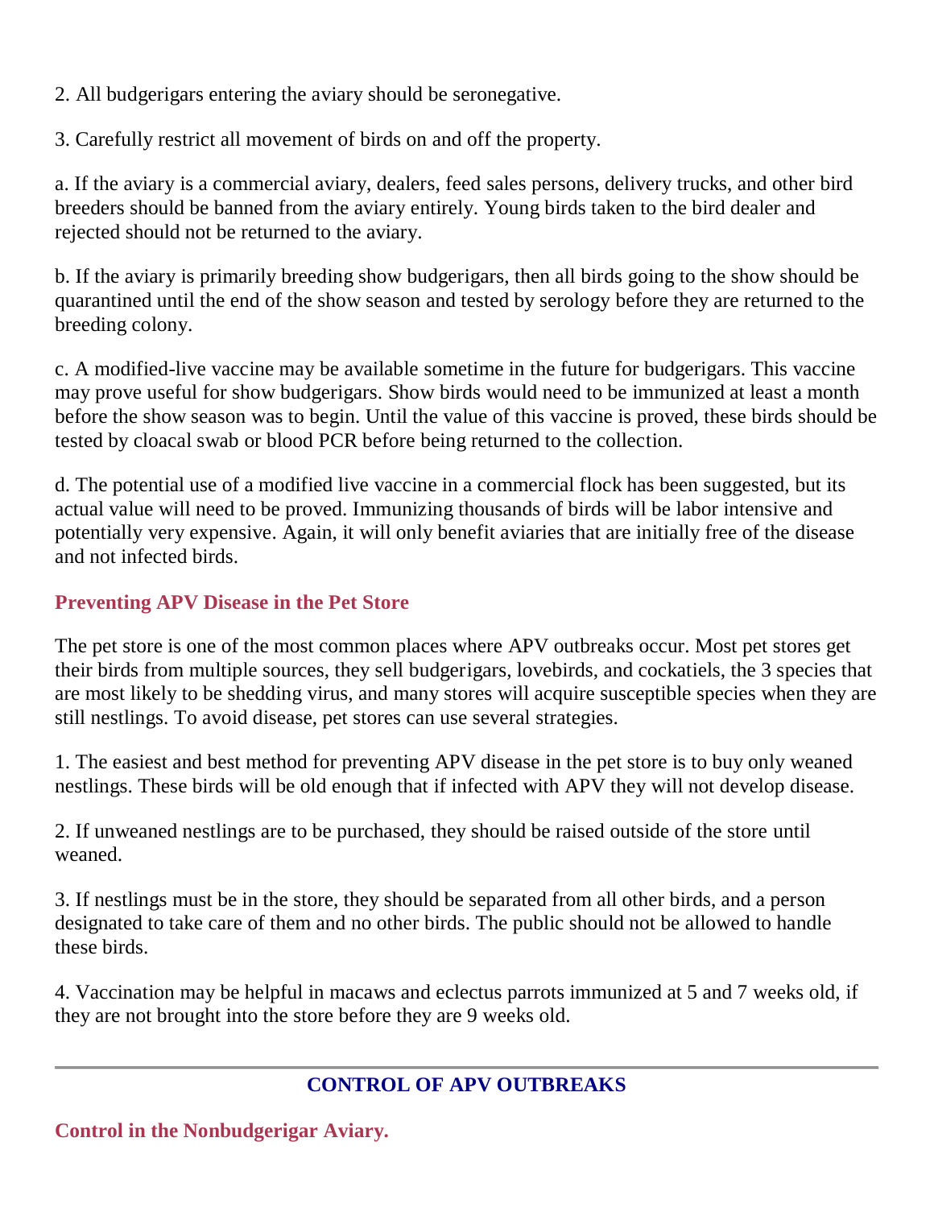2. All budgerigars entering the aviary should be seronegative.

3. Carefully restrict all movement of birds on and off the property.

a. If the aviary is a commercial aviary, dealers, feed sales persons, delivery trucks, and other bird breeders should be banned from the aviary entirely. Young birds taken to the bird dealer and rejected should not be returned to the aviary.

b. If the aviary is primarily breeding show budgerigars, then all birds going to the show should be quarantined until the end of the show season and tested by serology before they are returned to the breeding colony.

c. A modified-live vaccine may be available sometime in the future for budgerigars. This vaccine may prove useful for show budgerigars. Show birds would need to be immunized at least a month before the show season was to begin. Until the value of this vaccine is proved, these birds should be tested by cloacal swab or blood PCR before being returned to the collection.

d. The potential use of a modified live vaccine in a commercial flock has been suggested, but its actual value will need to be proved. Immunizing thousands of birds will be labor intensive and potentially very expensive. Again, it will only benefit aviaries that are initially free of the disease and not infected birds.

### Preventing APV Disease in the Pet Store

The pet store is one of the most common places where APV outbreaks occur. Most pet stores get their birds from multiple sources, they sell budgerigars, lovebirds, and cockatiels, the 3 species that are most likely to be shedding virus, and many stores will acquire susceptible species when they are still nestlings. To avoid disease, pet stores can use several strategies.

1. The easiest and best method for preventing APV disease in the pet store is to buy only weaned nestlings. These birds will be old enough that if infected with APV they will not develop disease.

2. If unweaned nestlings are to be purchased, they should be raised outside of the store until weaned.

3. If nestlings must be in the store, they should be separated from all other birds, and a person designated to take care of them and no other birds. The public should not be allowed to handle these birds.

4. Vaccination may be helpful in macaws and eclectus parrots immunized at 5 and 7 weeks old, if they are not brought into the store before they are 9 weeks old.

---

## CONTROL OF APV OUTBREAKS

### Control in the Nonbudgerigar Aviary.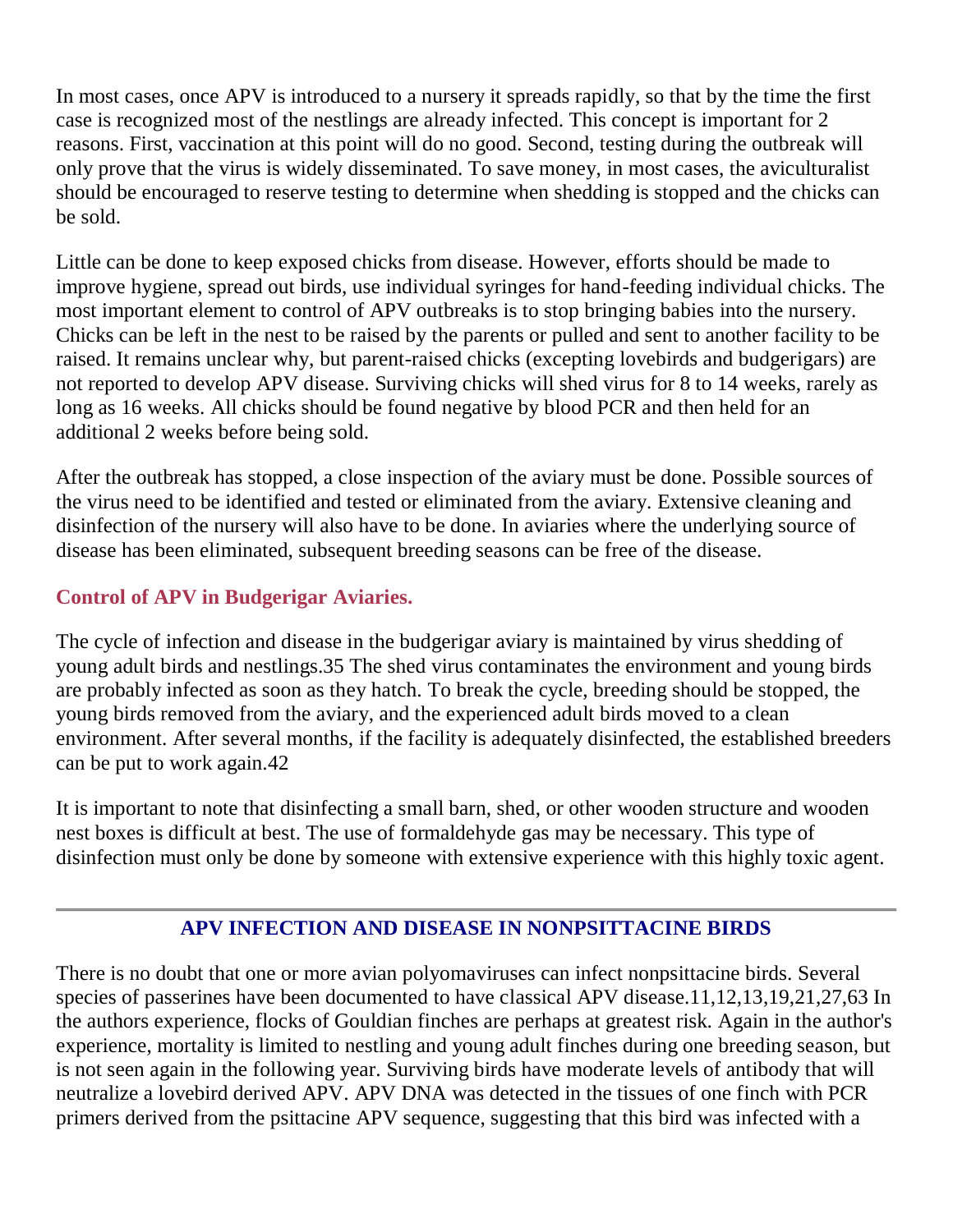In most cases, once APV is introduced to a nursery it spreads rapidly, so that by the time the first case is recognized most of the nestlings are already infected. This concept is important for 2 reasons. First, vaccination at this point will do no good. Second, testing during the outbreak will only prove that the virus is widely disseminated. To save money, in most cases, the aviculturalist should be encouraged to reserve testing to determine when shedding is stopped and the chicks can be sold.

Little can be done to keep exposed chicks from disease. However, efforts should be made to improve hygiene, spread out birds, use individual syringes for hand-feeding individual chicks. The most important element to control of APV outbreaks is to stop bringing babies into the nursery. Chicks can be left in the nest to be raised by the parents or pulled and sent to another facility to be raised. It remains unclear why, but parent-raised chicks (excepting lovebirds and budgerigars) are not reported to develop APV disease. Surviving chicks will shed virus for 8 to 14 weeks, rarely as long as 16 weeks. All chicks should be found negative by blood PCR and then held for an additional 2 weeks before being sold.

After the outbreak has stopped, a close inspection of the aviary must be done. Possible sources of the virus need to be identified and tested or eliminated from the aviary. Extensive cleaning and disinfection of the nursery will also have to be done. In aviaries where the underlying source of disease has been eliminated, subsequent breeding seasons can be free of the disease.

### Control of APV in Budgerigar Aviaries.

The cycle of infection and disease in the budgerigar aviary is maintained by virus shedding of young adult birds and nestlings.35 The shed virus contaminates the environment and young birds are probably infected as soon as they hatch. To break the cycle, breeding should be stopped, the young birds removed from the aviary, and the experienced adult birds moved to a clean environment. After several months, if the facility is adequately disinfected, the established breeders can be put to work again.42

It is important to note that disinfecting a small barn, shed, or other wooden structure and wooden nest boxes is difficult at best. The use of formaldehyde gas may be necessary. This type of disinfection must only be done by someone with extensive experience with this highly toxic agent.

---

## APV INFECTION AND DISEASE IN NONPSITTACINE BIRDS

There is no doubt that one or more avian polyomaviruses can infect nonpsittacine birds. Several species of passerines have been documented to have classical APV disease.11,12,13,19,21,27,63 In the authors experience, flocks of Gouldian finches are perhaps at greatest risk. Again in the author's experience, mortality is limited to nestling and young adult finches during one breeding season, but is not seen again in the following year. Surviving birds have moderate levels of antibody that will neutralize a lovebird derived APV. APV DNA was detected in the tissues of one finch with PCR primers derived from the psittacine APV sequence, suggesting that this bird was infected with a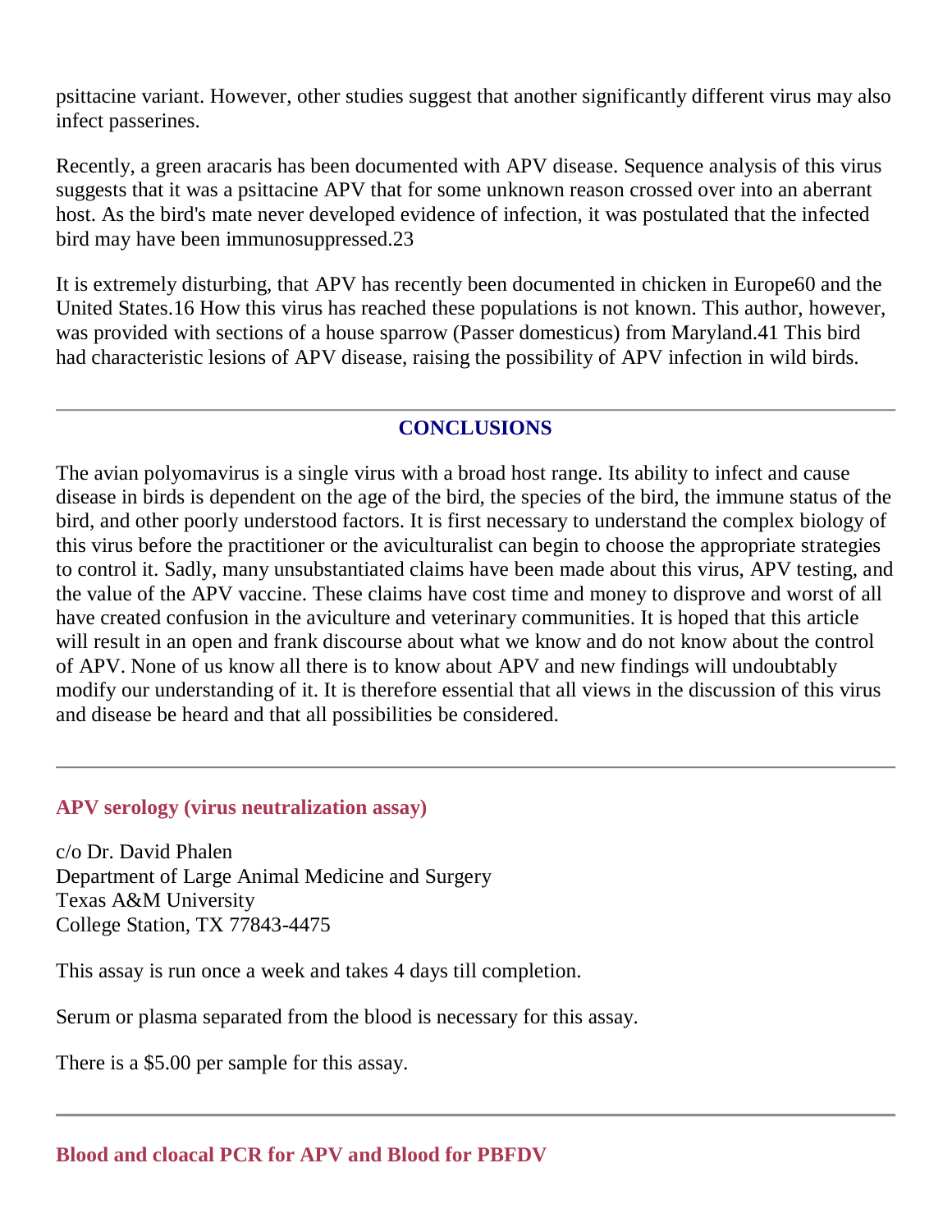psittacine variant. However, other studies suggest that another significantly different virus may also infect passerines.

Recently, a green aracaris has been documented with APV disease. Sequence analysis of this virus suggests that it was a psittacine APV that for some unknown reason crossed over into an aberrant host. As the bird's mate never developed evidence of infection, it was postulated that the infected bird may have been immunosuppressed.[23]

It is extremely disturbing, that APV has recently been documented in chicken in Europe[60] and the United States.[16] How this virus has reached these populations is not known. This author, however, was provided with sections of a house sparrow (Passer domesticus) from Maryland.[41] This bird had characteristic lesions of APV disease, raising the possibility of APV infection in wild birds.

---

## CONCLUSIONS

The avian polyomavirus is a single virus with a broad host range. Its ability to infect and cause disease in birds is dependent on the age of the bird, the species of the bird, the immune status of the bird, and other poorly understood factors. It is first necessary to understand the complex biology of this virus before the practitioner or the aviculturalist can begin to choose the appropriate strategies to control it. Sadly, many unsubstantiated claims have been made about this virus, APV testing, and the value of the APV vaccine. These claims have cost time and money to disprove and worst of all have created confusion in the aviculture and veterinary communities. It is hoped that this article will result in an open and frank discourse about what we know and do not know about the control of APV. None of us know all there is to know about APV and new findings will undoubtably modify our understanding of it. It is therefore essential that all views in the discussion of this virus and disease be heard and that all possibilities be considered.

---

### APV serology (virus neutralization assay)

c/o Dr. David Phalen
Department of Large Animal Medicine and Surgery
Texas A&M University
College Station, TX 77843-4475

This assay is run once a week and takes 4 days till completion.

Serum or plasma separated from the blood is necessary for this assay.

There is a $5.00 per sample for this assay.

---

### Blood and cloacal PCR for APV and Blood for PBFDV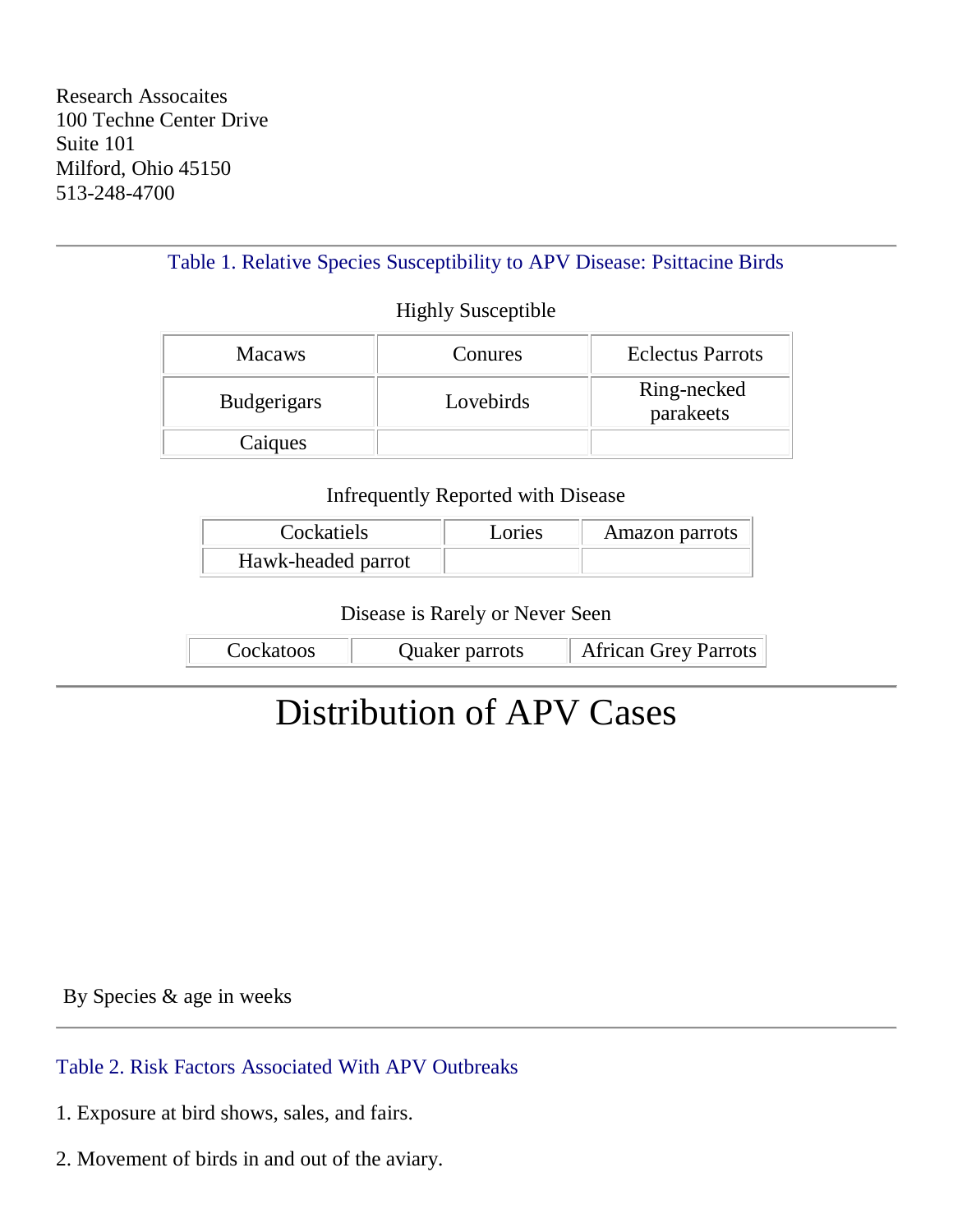Research Assocaites
100 Techne Center Drive
Suite 101
Milford, Ohio 45150
513-248-4700

---

Table 1. Relative Species Susceptibility to APV Disease: Psittacine Birds

Highly Susceptible

| Macaws | Conures | Eclectus Parrots |
|---|---|---|
| Budgerigars | Lovebirds | Ring-necked parakeets |
| Caiques | | |

Infrequently Reported with Disease

| Cockatiels | Lories | Amazon parrots |
|---|---|---|
| Hawk-headed parrot | | |

Disease is Rarely or Never Seen

| Cockatoos | Quaker parrots | African Grey Parrots |
|---|---|---|

---

# Distribution of APV Cases

By Species & age in weeks

---

Table 2. Risk Factors Associated With APV Outbreaks

1. Exposure at bird shows, sales, and fairs.

2. Movement of birds in and out of the aviary.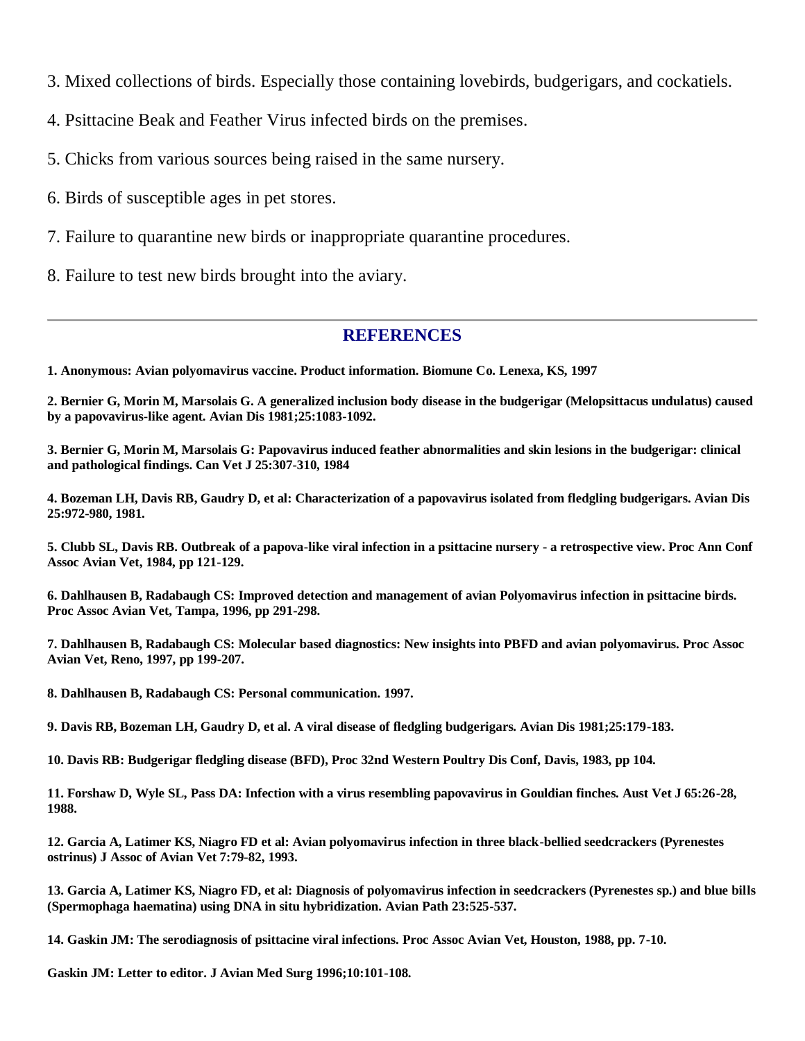3. Mixed collections of birds. Especially those containing lovebirds, budgerigars, and cockatiels.

4. Psittacine Beak and Feather Virus infected birds on the premises.

5. Chicks from various sources being raised in the same nursery.

6. Birds of susceptible ages in pet stores.

7. Failure to quarantine new birds or inappropriate quarantine procedures.

8. Failure to test new birds brought into the aviary.

---

## REFERENCES

**1. Anonymous: Avian polyomavirus vaccine. Product information. Biomune Co. Lenexa, KS, 1997**

**2. Bernier G, Morin M, Marsolais G. A generalized inclusion body disease in the budgerigar (Melopsittacus undulatus) caused by a papovavirus-like agent. Avian Dis 1981;25:1083-1092.**

**3. Bernier G, Morin M, Marsolais G: Papovavirus induced feather abnormalities and skin lesions in the budgerigar: clinical and pathological findings. Can Vet J 25:307-310, 1984**

**4. Bozeman LH, Davis RB, Gaudry D, et al: Characterization of a papovavirus isolated from fledgling budgerigars. Avian Dis 25:972-980, 1981.**

**5. Clubb SL, Davis RB. Outbreak of a papova-like viral infection in a psittacine nursery - a retrospective view. Proc Ann Conf Assoc Avian Vet, 1984, pp 121-129.**

**6. Dahlhausen B, Radabaugh CS: Improved detection and management of avian Polyomavirus infection in psittacine birds. Proc Assoc Avian Vet, Tampa, 1996, pp 291-298.**

**7. Dahlhausen B, Radabaugh CS: Molecular based diagnostics: New insights into PBFD and avian polyomavirus. Proc Assoc Avian Vet, Reno, 1997, pp 199-207.**

**8. Dahlhausen B, Radabaugh CS: Personal communication. 1997.**

**9. Davis RB, Bozeman LH, Gaudry D, et al. A viral disease of fledgling budgerigars. Avian Dis 1981;25:179-183.**

**10. Davis RB: Budgerigar fledgling disease (BFD), Proc 32nd Western Poultry Dis Conf, Davis, 1983, pp 104.**

**11. Forshaw D, Wyle SL, Pass DA: Infection with a virus resembling papovavirus in Gouldian finches. Aust Vet J 65:26-28, 1988.**

**12. Garcia A, Latimer KS, Niagro FD et al: Avian polyomavirus infection in three black-bellied seedcrackers (Pyrenestes ostrinus) J Assoc of Avian Vet 7:79-82, 1993.**

**13. Garcia A, Latimer KS, Niagro FD, et al: Diagnosis of polyomavirus infection in seedcrackers (Pyrenestes sp.) and blue bills (Spermophaga haematina) using DNA in situ hybridization. Avian Path 23:525-537.**

**14. Gaskin JM: The serodiagnosis of psittacine viral infections. Proc Assoc Avian Vet, Houston, 1988, pp. 7-10.**

**Gaskin JM: Letter to editor. J Avian Med Surg 1996;10:101-108.**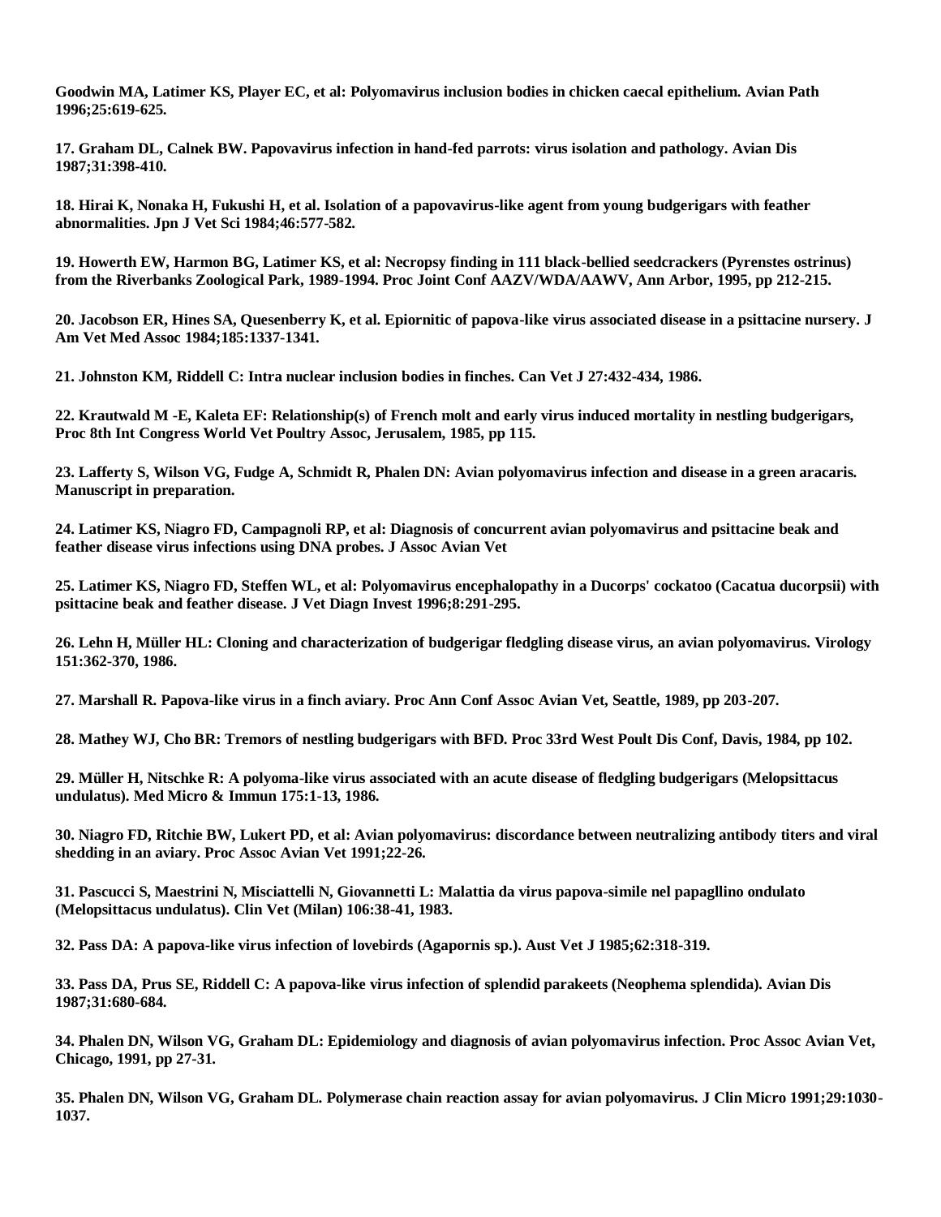**Goodwin MA, Latimer KS, Player EC, et al: Polyomavirus inclusion bodies in chicken caecal epithelium. Avian Path 1996;25:619-625.**

**17. Graham DL, Calnek BW. Papovavirus infection in hand-fed parrots: virus isolation and pathology. Avian Dis 1987;31:398-410.**

**18. Hirai K, Nonaka H, Fukushi H, et al. Isolation of a papovavirus-like agent from young budgerigars with feather abnormalities. Jpn J Vet Sci 1984;46:577-582.**

**19. Howerth EW, Harmon BG, Latimer KS, et al: Necropsy finding in 111 black-bellied seedcrackers (Pyrenstes ostrinus) from the Riverbanks Zoological Park, 1989-1994. Proc Joint Conf AAZV/WDA/AAWV, Ann Arbor, 1995, pp 212-215.**

**20. Jacobson ER, Hines SA, Quesenberry K, et al. Epiornitic of papova-like virus associated disease in a psittacine nursery. J Am Vet Med Assoc 1984;185:1337-1341.**

**21. Johnston KM, Riddell C: Intra nuclear inclusion bodies in finches. Can Vet J 27:432-434, 1986.**

**22. Krautwald M -E, Kaleta EF: Relationship(s) of French molt and early virus induced mortality in nestling budgerigars, Proc 8th Int Congress World Vet Poultry Assoc, Jerusalem, 1985, pp 115.**

**23. Lafferty S, Wilson VG, Fudge A, Schmidt R, Phalen DN: Avian polyomavirus infection and disease in a green aracaris. Manuscript in preparation.**

**24. Latimer KS, Niagro FD, Campagnoli RP, et al: Diagnosis of concurrent avian polyomavirus and psittacine beak and feather disease virus infections using DNA probes. J Assoc Avian Vet**

**25. Latimer KS, Niagro FD, Steffen WL, et al: Polyomavirus encephalopathy in a Ducorps' cockatoo (Cacatua ducorpsii) with psittacine beak and feather disease. J Vet Diagn Invest 1996;8:291-295.**

**26. Lehn H, Müller HL: Cloning and characterization of budgerigar fledgling disease virus, an avian polyomavirus. Virology 151:362-370, 1986.**

**27. Marshall R. Papova-like virus in a finch aviary. Proc Ann Conf Assoc Avian Vet, Seattle, 1989, pp 203-207.**

**28. Mathey WJ, Cho BR: Tremors of nestling budgerigars with BFD. Proc 33rd West Poult Dis Conf, Davis, 1984, pp 102.**

**29. Müller H, Nitschke R: A polyoma-like virus associated with an acute disease of fledgling budgerigars (Melopsittacus undulatus). Med Micro & Immun 175:1-13, 1986.**

**30. Niagro FD, Ritchie BW, Lukert PD, et al: Avian polyomavirus: discordance between neutralizing antibody titers and viral shedding in an aviary. Proc Assoc Avian Vet 1991;22-26.**

**31. Pascucci S, Maestrini N, Misciattelli N, Giovannetti L: Malattia da virus papova-simile nel papagllino ondulato (Melopsittacus undulatus). Clin Vet (Milan) 106:38-41, 1983.**

**32. Pass DA: A papova-like virus infection of lovebirds (Agapornis sp.). Aust Vet J 1985;62:318-319.**

**33. Pass DA, Prus SE, Riddell C: A papova-like virus infection of splendid parakeets (Neophema splendida). Avian Dis 1987;31:680-684.**

**34. Phalen DN, Wilson VG, Graham DL: Epidemiology and diagnosis of avian polyomavirus infection. Proc Assoc Avian Vet, Chicago, 1991, pp 27-31.**

**35. Phalen DN, Wilson VG, Graham DL. Polymerase chain reaction assay for avian polyomavirus. J Clin Micro 1991;29:1030-1037.**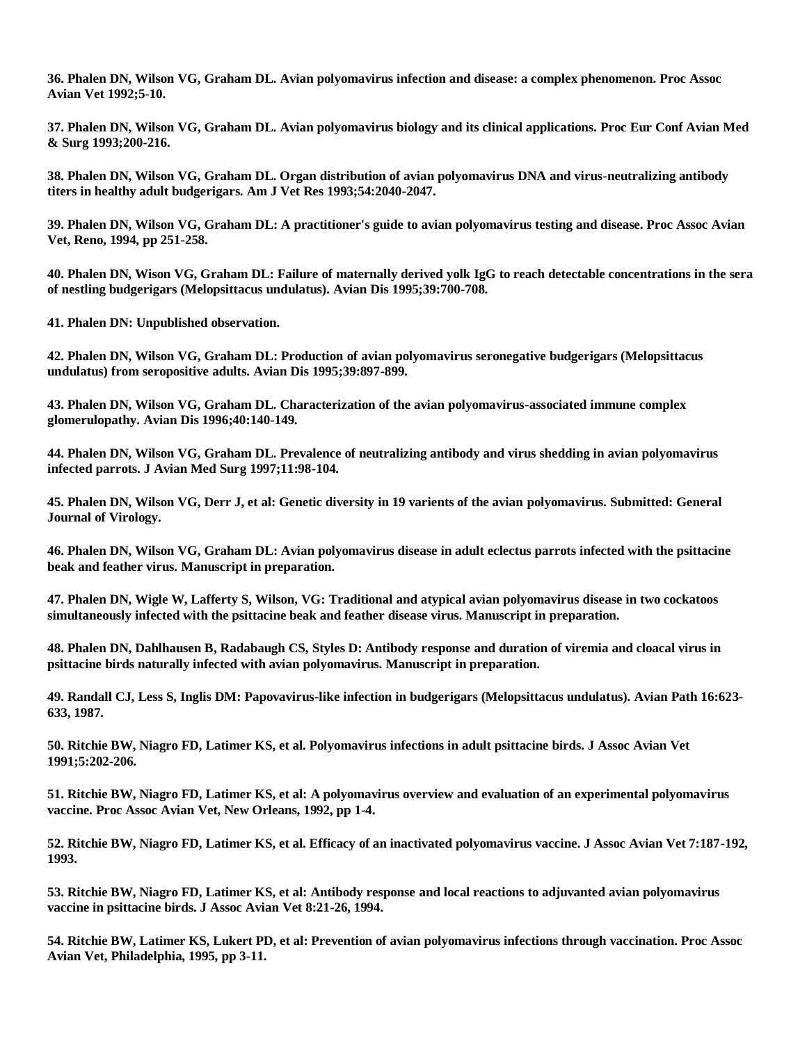**36. Phalen DN, Wilson VG, Graham DL. Avian polyomavirus infection and disease: a complex phenomenon. Proc Assoc Avian Vet 1992;5-10.**

**37. Phalen DN, Wilson VG, Graham DL. Avian polyomavirus biology and its clinical applications. Proc Eur Conf Avian Med & Surg 1993;200-216.**

**38. Phalen DN, Wilson VG, Graham DL. Organ distribution of avian polyomavirus DNA and virus-neutralizing antibody titers in healthy adult budgerigars. Am J Vet Res 1993;54:2040-2047.**

**39. Phalen DN, Wilson VG, Graham DL: A practitioner's guide to avian polyomavirus testing and disease. Proc Assoc Avian Vet, Reno, 1994, pp 251-258.**

**40. Phalen DN, Wison VG, Graham DL: Failure of maternally derived yolk IgG to reach detectable concentrations in the sera of nestling budgerigars (Melopsittacus undulatus). Avian Dis 1995;39:700-708.**

**41. Phalen DN: Unpublished observation.**

**42. Phalen DN, Wilson VG, Graham DL: Production of avian polyomavirus seronegative budgerigars (Melopsittacus undulatus) from seropositive adults. Avian Dis 1995;39:897-899.**

**43. Phalen DN, Wilson VG, Graham DL. Characterization of the avian polyomavirus-associated immune complex glomerulopathy. Avian Dis 1996;40:140-149.**

**44. Phalen DN, Wilson VG, Graham DL. Prevalence of neutralizing antibody and virus shedding in avian polyomavirus infected parrots. J Avian Med Surg 1997;11:98-104.**

**45. Phalen DN, Wilson VG, Derr J, et al: Genetic diversity in 19 varients of the avian polyomavirus. Submitted: General Journal of Virology.**

**46. Phalen DN, Wilson VG, Graham DL: Avian polyomavirus disease in adult eclectus parrots infected with the psittacine beak and feather virus. Manuscript in preparation.**

**47. Phalen DN, Wigle W, Lafferty S, Wilson, VG: Traditional and atypical avian polyomavirus disease in two cockatoos simultaneously infected with the psittacine beak and feather disease virus. Manuscript in preparation.**

**48. Phalen DN, Dahlhausen B, Radabaugh CS, Styles D: Antibody response and duration of viremia and cloacal virus in psittacine birds naturally infected with avian polyomavirus. Manuscript in preparation.**

**49. Randall CJ, Less S, Inglis DM: Papovavirus-like infection in budgerigars (Melopsittacus undulatus). Avian Path 16:623-633, 1987.**

**50. Ritchie BW, Niagro FD, Latimer KS, et al. Polyomavirus infections in adult psittacine birds. J Assoc Avian Vet 1991;5:202-206.**

**51. Ritchie BW, Niagro FD, Latimer KS, et al: A polyomavirus overview and evaluation of an experimental polyomavirus vaccine. Proc Assoc Avian Vet, New Orleans, 1992, pp 1-4.**

**52. Ritchie BW, Niagro FD, Latimer KS, et al. Efficacy of an inactivated polyomavirus vaccine. J Assoc Avian Vet 7:187-192, 1993.**

**53. Ritchie BW, Niagro FD, Latimer KS, et al: Antibody response and local reactions to adjuvanted avian polyomavirus vaccine in psittacine birds. J Assoc Avian Vet 8:21-26, 1994.**

**54. Ritchie BW, Latimer KS, Lukert PD, et al: Prevention of avian polyomavirus infections through vaccination. Proc Assoc Avian Vet, Philadelphia, 1995, pp 3-11.**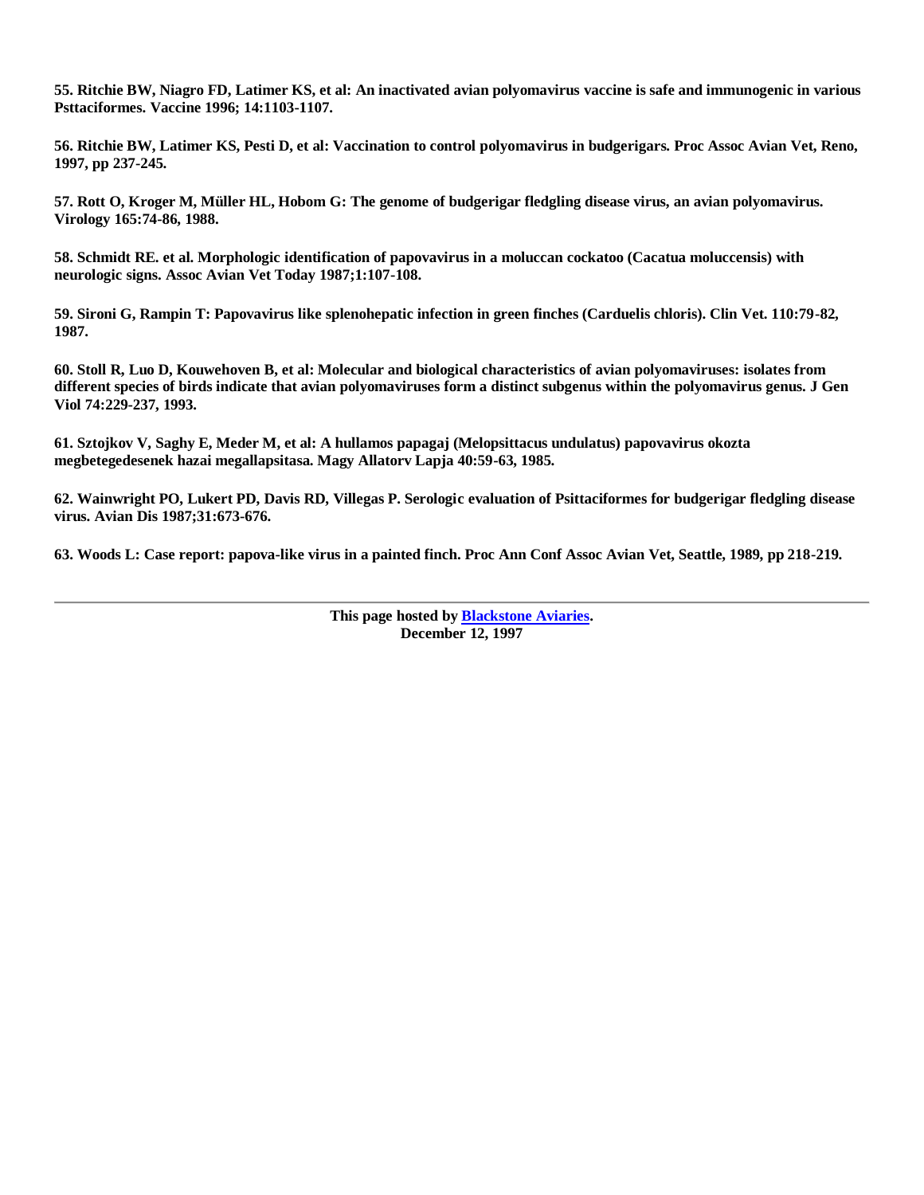**55. Ritchie BW, Niagro FD, Latimer KS, et al: An inactivated avian polyomavirus vaccine is safe and immunogenic in various Psttaciformes. Vaccine 1996; 14:1103-1107.**

**56. Ritchie BW, Latimer KS, Pesti D, et al: Vaccination to control polyomavirus in budgerigars. Proc Assoc Avian Vet, Reno, 1997, pp 237-245.**

**57. Rott O, Kroger M, Müller HL, Hobom G: The genome of budgerigar fledgling disease virus, an avian polyomavirus. Virology 165:74-86, 1988.**

**58. Schmidt RE. et al. Morphologic identification of papovavirus in a moluccan cockatoo (Cacatua moluccensis) with neurologic signs. Assoc Avian Vet Today 1987;1:107-108.**

**59. Sironi G, Rampin T: Papovavirus like splenohepatic infection in green finches (Carduelis chloris). Clin Vet. 110:79-82, 1987.**

**60. Stoll R, Luo D, Kouwehoven B, et al: Molecular and biological characteristics of avian polyomaviruses: isolates from different species of birds indicate that avian polyomaviruses form a distinct subgenus within the polyomavirus genus. J Gen Viol 74:229-237, 1993.**

**61. Sztojkov V, Saghy E, Meder M, et al: A hullamos papagaj (Melopsittacus undulatus) papovavirus okozta megbetegedesenek hazai megallapsitasa. Magy Allatorv Lapja 40:59-63, 1985.**

**62. Wainwright PO, Lukert PD, Davis RD, Villegas P. Serologic evaluation of Psittaciformes for budgerigar fledgling disease virus. Avian Dis 1987;31:673-676.**

**63. Woods L: Case report: papova-like virus in a painted finch. Proc Ann Conf Assoc Avian Vet, Seattle, 1989, pp 218-219.**

---

**This page hosted by Blackstone Aviaries.**
**December 12, 1997**